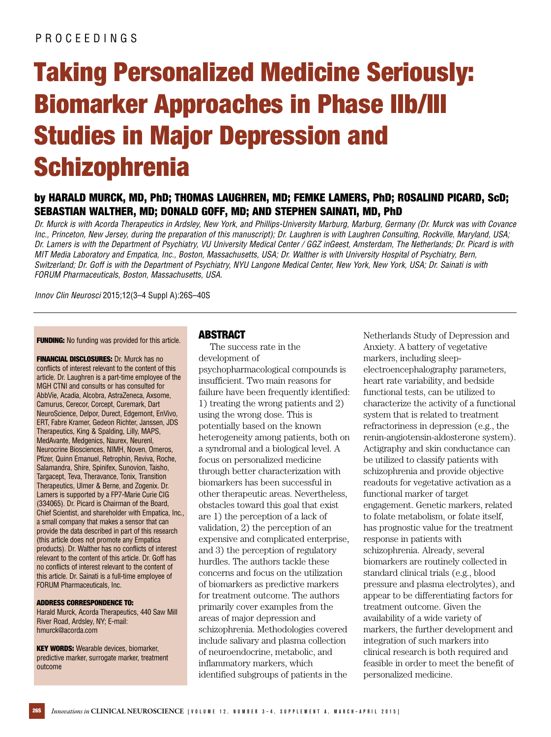PROCEEDINGS

# Taking Personalized Medicine Seriously: Biomarker Approaches in Phase IIb/III Studies in Major Depression and Schizophrenia

**by HARALD MURCK, MD, PhD; THOMAS LAUGHREN, MD; FEMKE LAMERS, PhD; ROSALIND PICARD, ScD; SEBASTIAN WALTHER, MD; DONALD GOFF, MD; AND STEPHEN SAINATI, MD, PhD**

*Dr. Murck is with Acorda Therapeutics in Ardsley, New York, and Phillips-University Marburg, Marburg, Germany (Dr. Murck was with Covance Inc., Princeton, New Jersey, during the preparation of this manuscript); Dr. Laughren is with Laughren Consulting, Rockville, Maryland, USA; Dr. Lamers is with the Department of Psychiatry, VU University Medical Center / GGZ inGeest, Amsterdam, The Netherlands; Dr. Picard is with MIT Media Laboratory and Empatica, Inc., Boston, Massachusetts, USA; Dr. Walther is with University Hospital of Psychiatry, Bern, Switzerland; Dr. Goff is with the Department of Psychiatry, NYU Langone Medical Center, New York, New York, USA; Dr. Sainati is with FORUM Pharmaceuticals, Boston, Massachusetts, USA.*

*Innov Clin Neurosci* 2015;12(3–4 Suppl A):26S–40S

**FUNDING:** No funding was provided for this article.

**FINANCIAL DISCLOSURES:** Dr. Murck has no conflicts of interest relevant to the content of this article. Dr. Laughren is a part-time employee of the MGH CTNI and consults or has consulted for AbbVie, Acadia, Alcobra, AstraZeneca, Axsome, Camurus, Cerecor, Corcept, Curemark, Dart NeuroScience, Delpor, Durect, Edgemont, EnVivo, ERT, Fabre Kramer, Gedeon Richter, Janssen, JDS Therapeutics, King & Spalding, Lilly, MAPS, MedAvante, Medgenics, Naurex, Neurenl, Neurocrine Biosciences, NIMH, Noven, Omeros, Pfizer, Quinn Emanuel, Retrophin, Reviva, Roche, Salamandra, Shire, Spinifex, Sunovion, Taisho, Targacept, Teva, Theravance, Tonix, Transition Therapeutics, Ulmer & Berne, and Zogenix. Dr. Lamers is supported by a FP7-Marie Curie CIG (334065). Dr. Picard is Chairman of the Board, Chief Scientist, and shareholder with Empatica, Inc., a small company that makes a sensor that can provide the data described in part of this research (this article does not promote any Empatica products). Dr. Walther has no conflicts of interest relevant to the content of this article. Dr. Goff has no conflicts of interest relevant to the content of this article. Dr. Sainati is a full-time employee of FORUM Pharmaceuticals, Inc.

**ADDRESS CORRESPONDENCE TO:**
Harald Murck, Acorda Therapeutics, 440 Saw Mill River Road, Ardsley, NY; E-mail: hmurck@acorda.com

**KEY WORDS:** Wearable devices, biomarker, predictive marker, surrogate marker, treatment outcome

## ABSTRACT

The success rate in the development of psychopharmacological compounds is insufficient. Two main reasons for failure have been frequently identified: 1) treating the wrong patients and 2) using the wrong dose. This is potentially based on the known heterogeneity among patients, both on a syndromal and a biological level. A focus on personalized medicine through better characterization with biomarkers has been successful in other therapeutic areas. Nevertheless, obstacles toward this goal that exist are 1) the perception of a lack of validation, 2) the perception of an expensive and complicated enterprise, and 3) the perception of regulatory hurdles. The authors tackle these concerns and focus on the utilization of biomarkers as predictive markers for treatment outcome. The authors primarily cover examples from the areas of major depression and schizophrenia. Methodologies covered include salivary and plasma collection of neuroendocrine, metabolic, and inflammatory markers, which identified subgroups of patients in the Netherlands Study of Depression and Anxiety. A battery of vegetative markers, including sleep-electroencephalography parameters, heart rate variability, and bedside functional tests, can be utilized to characterize the activity of a functional system that is related to treatment refractoriness in depression (e.g., the renin-angiotensin-aldosterone system). Actigraphy and skin conductance can be utilized to classify patients with schizophrenia and provide objective readouts for vegetative activation as a functional marker of target engagement. Genetic markers, related to folate metabolism, or folate itself, has prognostic value for the treatment response in patients with schizophrenia. Already, several biomarkers are routinely collected in standard clinical trials (e.g., blood pressure and plasma electrolytes), and appear to be differentiating factors for treatment outcome. Given the availability of a wide variety of markers, the further development and integration of such markers into clinical research is both required and feasible in order to meet the benefit of personalized medicine.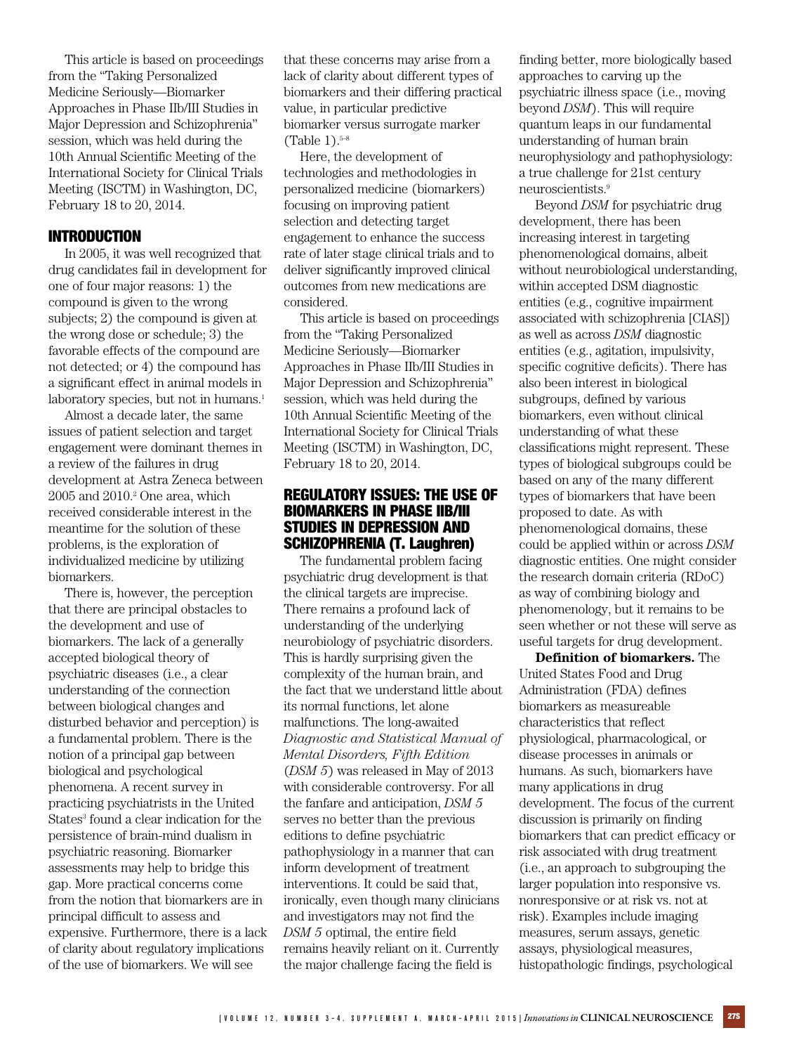This article is based on proceedings from the "Taking Personalized Medicine Seriously—Biomarker Approaches in Phase IIb/III Studies in Major Depression and Schizophrenia" session, which was held during the 10th Annual Scientific Meeting of the International Society for Clinical Trials Meeting (ISCTM) in Washington, DC, February 18 to 20, 2014.

## INTRODUCTION

In 2005, it was well recognized that drug candidates fail in development for one of four major reasons: 1) the compound is given to the wrong subjects; 2) the compound is given at the wrong dose or schedule; 3) the favorable effects of the compound are not detected; or 4) the compound has a significant effect in animal models in laboratory species, but not in humans.[1]

Almost a decade later, the same issues of patient selection and target engagement were dominant themes in a review of the failures in drug development at Astra Zeneca between 2005 and 2010.[2] One area, which received considerable interest in the meantime for the solution of these problems, is the exploration of individualized medicine by utilizing biomarkers.

There is, however, the perception that there are principal obstacles to the development and use of biomarkers. The lack of a generally accepted biological theory of psychiatric diseases (i.e., a clear understanding of the connection between biological changes and disturbed behavior and perception) is a fundamental problem. There is the notion of a principal gap between biological and psychological phenomena. A recent survey in practicing psychiatrists in the United States[3] found a clear indication for the persistence of brain-mind dualism in psychiatric reasoning. Biomarker assessments may help to bridge this gap. More practical concerns come from the notion that biomarkers are in principal difficult to assess and expensive. Furthermore, there is a lack of clarity about regulatory implications of the use of biomarkers. We will see that these concerns may arise from a lack of clarity about different types of biomarkers and their differing practical value, in particular predictive biomarker versus surrogate marker (Table 1).[5–8]

Here, the development of technologies and methodologies in personalized medicine (biomarkers) focusing on improving patient selection and detecting target engagement to enhance the success rate of later stage clinical trials and to deliver significantly improved clinical outcomes from new medications are considered.

This article is based on proceedings from the "Taking Personalized Medicine Seriously—Biomarker Approaches in Phase IIb/III Studies in Major Depression and Schizophrenia" session, which was held during the 10th Annual Scientific Meeting of the International Society for Clinical Trials Meeting (ISCTM) in Washington, DC, February 18 to 20, 2014.

## REGULATORY ISSUES: THE USE OF BIOMARKERS IN PHASE IIB/III STUDIES IN DEPRESSION AND SCHIZOPHRENIA (T. Laughren)

The fundamental problem facing psychiatric drug development is that the clinical targets are imprecise. There remains a profound lack of understanding of the underlying neurobiology of psychiatric disorders. This is hardly surprising given the complexity of the human brain, and the fact that we understand little about its normal functions, let alone malfunctions. The long-awaited *Diagnostic and Statistical Manual of Mental Disorders, Fifth Edition* (*DSM 5*) was released in May of 2013 with considerable controversy. For all the fanfare and anticipation, *DSM 5* serves no better than the previous editions to define psychiatric pathophysiology in a manner that can inform development of treatment interventions. It could be said that, ironically, even though many clinicians and investigators may not find the *DSM 5* optimal, the entire field remains heavily reliant on it. Currently the major challenge facing the field is finding better, more biologically based approaches to carving up the psychiatric illness space (i.e., moving beyond *DSM*). This will require quantum leaps in our fundamental understanding of human brain neurophysiology and pathophysiology: a true challenge for 21st century neuroscientists.[9]

Beyond *DSM* for psychiatric drug development, there has been increasing interest in targeting phenomenological domains, albeit without neurobiological understanding, within accepted DSM diagnostic entities (e.g., cognitive impairment associated with schizophrenia [CIAS]) as well as across *DSM* diagnostic entities (e.g., agitation, impulsivity, specific cognitive deficits). There has also been interest in biological subgroups, defined by various biomarkers, even without clinical understanding of what these classifications might represent. These types of biological subgroups could be based on any of the many different types of biomarkers that have been proposed to date. As with phenomenological domains, these could be applied within or across *DSM* diagnostic entities. One might consider the research domain criteria (RDoC) as way of combining biology and phenomenology, but it remains to be seen whether or not these will serve as useful targets for drug development.

**Definition of biomarkers.** The United States Food and Drug Administration (FDA) defines biomarkers as measureable characteristics that reflect physiological, pharmacological, or disease processes in animals or humans. As such, biomarkers have many applications in drug development. The focus of the current discussion is primarily on finding biomarkers that can predict efficacy or risk associated with drug treatment (i.e., an approach to subgrouping the larger population into responsive vs. nonresponsive or at risk vs. not at risk). Examples include imaging measures, serum assays, genetic assays, physiological measures, histopathologic findings, psychological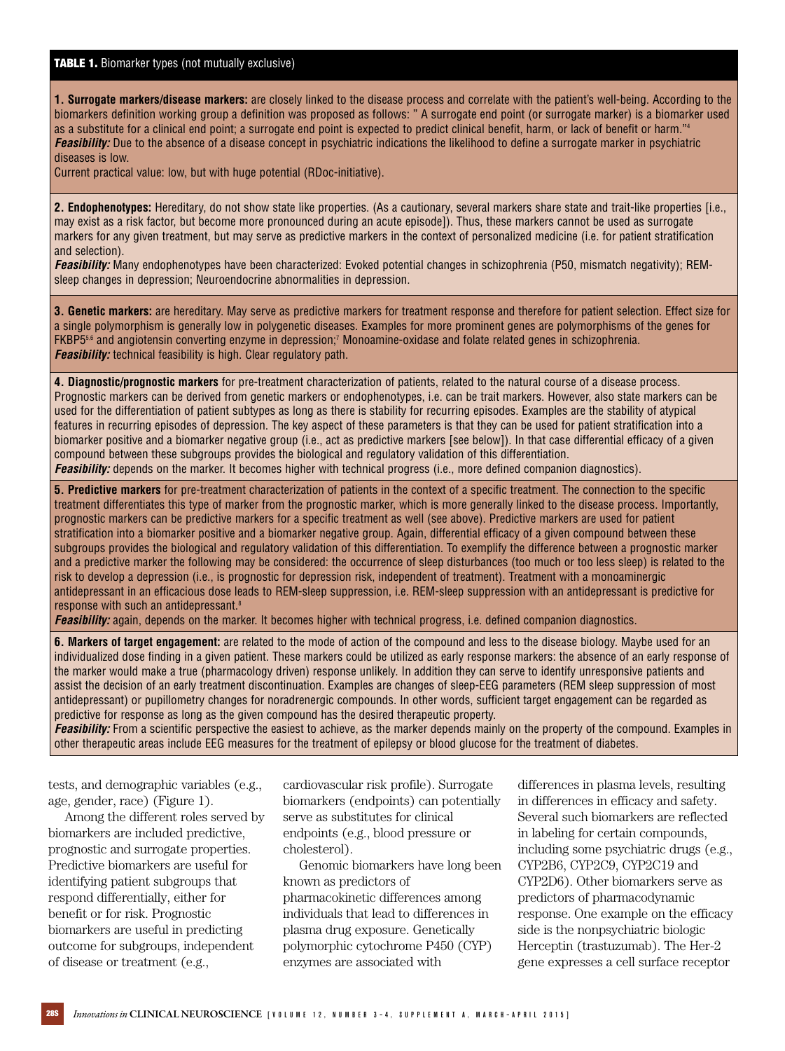**TABLE 1.** Biomarker types (not mutually exclusive)

**1. Surrogate markers/disease markers:** are closely linked to the disease process and correlate with the patient's well-being. According to the biomarkers definition working group a definition was proposed as follows: " A surrogate end point (or surrogate marker) is a biomarker used as a substitute for a clinical end point; a surrogate end point is expected to predict clinical benefit, harm, or lack of benefit or harm."[4]
***Feasibility:*** Due to the absence of a disease concept in psychiatric indications the likelihood to define a surrogate marker in psychiatric diseases is low.
Current practical value: low, but with huge potential (RDoc-initiative).

**2. Endophenotypes:** Hereditary, do not show state like properties. (As a cautionary, several markers share state and trait-like properties [i.e., may exist as a risk factor, but become more pronounced during an acute episode]). Thus, these markers cannot be used as surrogate markers for any given treatment, but may serve as predictive markers in the context of personalized medicine (i.e. for patient stratification and selection).
***Feasibility:*** Many endophenotypes have been characterized: Evoked potential changes in schizophrenia (P50, mismatch negativity); REM-sleep changes in depression; Neuroendocrine abnormalities in depression.

**3. Genetic markers:** are hereditary. May serve as predictive markers for treatment response and therefore for patient selection. Effect size for a single polymorphism is generally low in polygenetic diseases. Examples for more prominent genes are polymorphisms of the genes for FKBP5[5,6] and angiotensin converting enzyme in depression;[7] Monoamine-oxidase and folate related genes in schizophrenia.
***Feasibility:*** technical feasibility is high. Clear regulatory path.

**4. Diagnostic/prognostic markers** for pre-treatment characterization of patients, related to the natural course of a disease process. Prognostic markers can be derived from genetic markers or endophenotypes, i.e. can be trait markers. However, also state markers can be used for the differentiation of patient subtypes as long as there is stability for recurring episodes. Examples are the stability of atypical features in recurring episodes of depression. The key aspect of these parameters is that they can be used for patient stratification into a biomarker positive and a biomarker negative group (i.e., act as predictive markers [see below]). In that case differential efficacy of a given compound between these subgroups provides the biological and regulatory validation of this differentiation.
***Feasibility:*** depends on the marker. It becomes higher with technical progress (i.e., more defined companion diagnostics).

**5. Predictive markers** for pre-treatment characterization of patients in the context of a specific treatment. The connection to the specific treatment differentiates this type of marker from the prognostic marker, which is more generally linked to the disease process. Importantly, prognostic markers can be predictive markers for a specific treatment as well (see above). Predictive markers are used for patient stratification into a biomarker positive and a biomarker negative group. Again, differential efficacy of a given compound between these subgroups provides the biological and regulatory validation of this differentiation. To exemplify the difference between a prognostic marker and a predictive marker the following may be considered: the occurrence of sleep disturbances (too much or too less sleep) is related to the risk to develop a depression (i.e., is prognostic for depression risk, independent of treatment). Treatment with a monoaminergic antidepressant in an efficacious dose leads to REM-sleep suppression, i.e. REM-sleep suppression with an antidepressant is predictive for response with such an antidepressant.[8]
***Feasibility:*** again, depends on the marker. It becomes higher with technical progress, i.e. defined companion diagnostics.

**6. Markers of target engagement:** are related to the mode of action of the compound and less to the disease biology. Maybe used for an individualized dose finding in a given patient. These markers could be utilized as early response markers: the absence of an early response of the marker would make a true (pharmacology driven) response unlikely. In addition they can serve to identify unresponsive patients and assist the decision of an early treatment discontinuation. Examples are changes of sleep-EEG parameters (REM sleep suppression of most antidepressant) or pupillometry changes for noradrenergic compounds. In other words, sufficient target engagement can be regarded as predictive for response as long as the given compound has the desired therapeutic property.
***Feasibility:*** From a scientific perspective the easiest to achieve, as the marker depends mainly on the property of the compound. Examples in other therapeutic areas include EEG measures for the treatment of epilepsy or blood glucose for the treatment of diabetes.

tests, and demographic variables (e.g., age, gender, race) (Figure 1).

Among the different roles served by biomarkers are included predictive, prognostic and surrogate properties. Predictive biomarkers are useful for identifying patient subgroups that respond differentially, either for benefit or for risk. Prognostic biomarkers are useful in predicting outcome for subgroups, independent of disease or treatment (e.g., cardiovascular risk profile). Surrogate biomarkers (endpoints) can potentially serve as substitutes for clinical endpoints (e.g., blood pressure or cholesterol).

Genomic biomarkers have long been known as predictors of pharmacokinetic differences among individuals that lead to differences in plasma drug exposure. Genetically polymorphic cytochrome P450 (CYP) enzymes are associated with differences in plasma levels, resulting in differences in efficacy and safety. Several such biomarkers are reflected in labeling for certain compounds, including some psychiatric drugs (e.g., CYP2B6, CYP2C9, CYP2C19 and CYP2D6). Other biomarkers serve as predictors of pharmacodynamic response. One example on the efficacy side is the nonpsychiatric biologic Herceptin (trastuzumab). The Her-2 gene expresses a cell surface receptor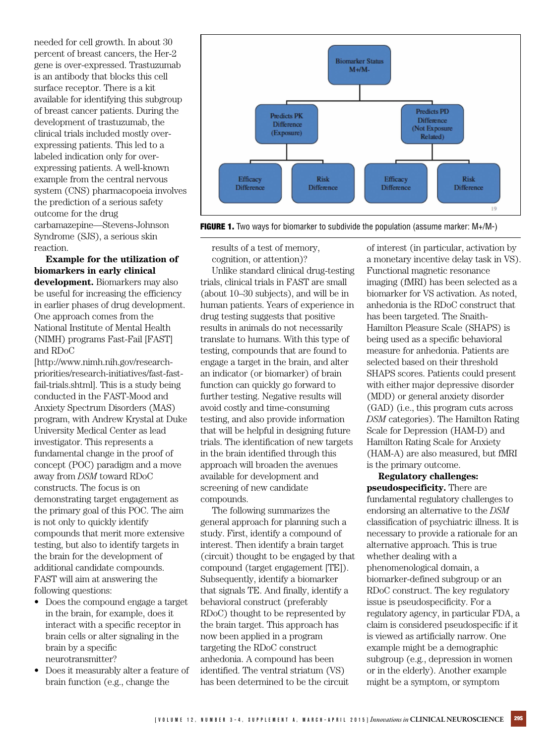needed for cell growth. In about 30 percent of breast cancers, the Her-2 gene is over-expressed. Trastuzumab is an antibody that blocks this cell surface receptor. There is a kit available for identifying this subgroup of breast cancer patients. During the development of trastuzumab, the clinical trials included mostly over-expressing patients. This led to a labeled indication only for over-expressing patients. A well-known example from the central nervous system (CNS) pharmacopoeia involves the prediction of a serious safety outcome for the drug carbamazepine—Stevens-Johnson Syndrome (SJS), a serious skin reaction.

Biomarker Status M+/M-

Predicts PK Difference (Exposure)

Predicts PD Difference (Not Exposure Related)

Efficacy Difference | Risk Difference | Efficacy Difference | Risk Difference

**FIGURE 1.** Two ways for biomarker to subdivide the population (assume marker: M+/M-)

**Example for the utilization of biomarkers in early clinical development.** Biomarkers may also be useful for increasing the efficiency in earlier phases of drug development. One approach comes from the National Institute of Mental Health (NIMH) programs Fast-Fail [FAST] and RDoC [http://www.nimh.nih.gov/research-priorities/research-initiatives/fast-fast-fail-trials.shtml]. This is a study being conducted in the FAST-Mood and Anxiety Spectrum Disorders (MAS) program, with Andrew Krystal at Duke University Medical Center as lead investigator. This represents a fundamental change in the proof of concept (POC) paradigm and a move away from *DSM* toward RDoC constructs. The focus is on demonstrating target engagement as the primary goal of this POC. The aim is not only to quickly identify compounds that merit more extensive testing, but also to identify targets in the brain for the development of additional candidate compounds. FAST will aim at answering the following questions:

- Does the compound engage a target in the brain, for example, does it interact with a specific receptor in brain cells or alter signaling in the brain by a specific neurotransmitter?
- Does it measurably alter a feature of brain function (e.g., change the results of a test of memory, cognition, or attention)?

Unlike standard clinical drug-testing trials, clinical trials in FAST are small (about 10–30 subjects), and will be in human patients. Years of experience in drug testing suggests that positive results in animals do not necessarily translate to humans. With this type of testing, compounds that are found to engage a target in the brain, and alter an indicator (or biomarker) of brain function can quickly go forward to further testing. Negative results will avoid costly and time-consuming testing, and also provide information that will be helpful in designing future trials. The identification of new targets in the brain identified through this approach will broaden the avenues available for development and screening of new candidate compounds.

The following summarizes the general approach for planning such a study. First, identify a compound of interest. Then identify a brain target (circuit) thought to be engaged by that compound (target engagement [TE]). Subsequently, identify a biomarker that signals TE. And finally, identify a behavioral construct (preferably RDoC) thought to be represented by the brain target. This approach has now been applied in a program targeting the RDoC construct anhedonia. A compound has been identified. The ventral striatum (VS) has been determined to be the circuit of interest (in particular, activation by a monetary incentive delay task in VS). Functional magnetic resonance imaging (fMRI) has been selected as a biomarker for VS activation. As noted, anhedonia is the RDoC construct that has been targeted. The Snaith-Hamilton Pleasure Scale (SHAPS) is being used as a specific behavioral measure for anhedonia. Patients are selected based on their threshold SHAPS scores. Patients could present with either major depressive disorder (MDD) or general anxiety disorder (GAD) (i.e., this program cuts across *DSM* categories). The Hamilton Rating Scale for Depression (HAM-D) and Hamilton Rating Scale for Anxiety (HAM-A) are also measured, but fMRI is the primary outcome.

**Regulatory challenges: pseudospecificity.** There are fundamental regulatory challenges to endorsing an alternative to the *DSM* classification of psychiatric illness. It is necessary to provide a rationale for an alternative approach. This is true whether dealing with a phenomenological domain, a biomarker-defined subgroup or an RDoC construct. The key regulatory issue is pseudospecificity. For a regulatory agency, in particular FDA, a claim is considered pseudospecific if it is viewed as artificially narrow. One example might be a demographic subgroup (e.g., depression in women or in the elderly). Another example might be a symptom, or symptom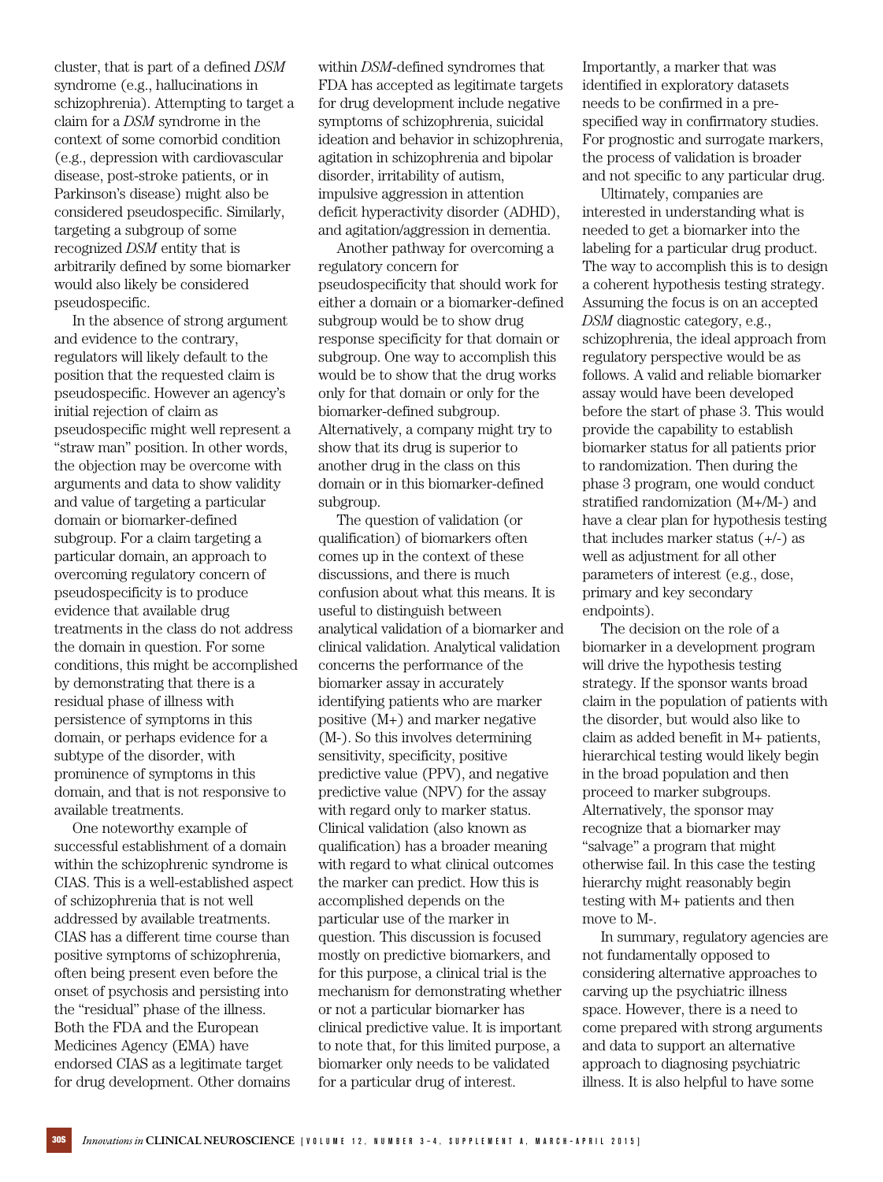cluster, that is part of a defined *DSM* syndrome (e.g., hallucinations in schizophrenia). Attempting to target a claim for a *DSM* syndrome in the context of some comorbid condition (e.g., depression with cardiovascular disease, post-stroke patients, or in Parkinson's disease) might also be considered pseudospecific. Similarly, targeting a subgroup of some recognized *DSM* entity that is arbitrarily defined by some biomarker would also likely be considered pseudospecific.

In the absence of strong argument and evidence to the contrary, regulators will likely default to the position that the requested claim is pseudospecific. However an agency's initial rejection of claim as pseudospecific might well represent a "straw man" position. In other words, the objection may be overcome with arguments and data to show validity and value of targeting a particular domain or biomarker-defined subgroup. For a claim targeting a particular domain, an approach to overcoming regulatory concern of pseudospecificity is to produce evidence that available drug treatments in the class do not address the domain in question. For some conditions, this might be accomplished by demonstrating that there is a residual phase of illness with persistence of symptoms in this domain, or perhaps evidence for a subtype of the disorder, with prominence of symptoms in this domain, and that is not responsive to available treatments.

One noteworthy example of successful establishment of a domain within the schizophrenic syndrome is CIAS. This is a well-established aspect of schizophrenia that is not well addressed by available treatments. CIAS has a different time course than positive symptoms of schizophrenia, often being present even before the onset of psychosis and persisting into the "residual" phase of the illness. Both the FDA and the European Medicines Agency (EMA) have endorsed CIAS as a legitimate target for drug development. Other domains within *DSM*-defined syndromes that FDA has accepted as legitimate targets for drug development include negative symptoms of schizophrenia, suicidal ideation and behavior in schizophrenia, agitation in schizophrenia and bipolar disorder, irritability of autism, impulsive aggression in attention deficit hyperactivity disorder (ADHD), and agitation/aggression in dementia.

Another pathway for overcoming a regulatory concern for pseudospecificity that should work for either a domain or a biomarker-defined subgroup would be to show drug response specificity for that domain or subgroup. One way to accomplish this would be to show that the drug works only for that domain or only for the biomarker-defined subgroup. Alternatively, a company might try to show that its drug is superior to another drug in the class on this domain or in this biomarker-defined subgroup.

The question of validation (or qualification) of biomarkers often comes up in the context of these discussions, and there is much confusion about what this means. It is useful to distinguish between analytical validation of a biomarker and clinical validation. Analytical validation concerns the performance of the biomarker assay in accurately identifying patients who are marker positive (M+) and marker negative (M-). So this involves determining sensitivity, specificity, positive predictive value (PPV), and negative predictive value (NPV) for the assay with regard only to marker status. Clinical validation (also known as qualification) has a broader meaning with regard to what clinical outcomes the marker can predict. How this is accomplished depends on the particular use of the marker in question. This discussion is focused mostly on predictive biomarkers, and for this purpose, a clinical trial is the mechanism for demonstrating whether or not a particular biomarker has clinical predictive value. It is important to note that, for this limited purpose, a biomarker only needs to be validated for a particular drug of interest. Importantly, a marker that was identified in exploratory datasets needs to be confirmed in a pre-specified way in confirmatory studies. For prognostic and surrogate markers, the process of validation is broader and not specific to any particular drug.

Ultimately, companies are interested in understanding what is needed to get a biomarker into the labeling for a particular drug product. The way to accomplish this is to design a coherent hypothesis testing strategy. Assuming the focus is on an accepted *DSM* diagnostic category, e.g., schizophrenia, the ideal approach from regulatory perspective would be as follows. A valid and reliable biomarker assay would have been developed before the start of phase 3. This would provide the capability to establish biomarker status for all patients prior to randomization. Then during the phase 3 program, one would conduct stratified randomization (M+/M-) and have a clear plan for hypothesis testing that includes marker status (+/-) as well as adjustment for all other parameters of interest (e.g., dose, primary and key secondary endpoints).

The decision on the role of a biomarker in a development program will drive the hypothesis testing strategy. If the sponsor wants broad claim in the population of patients with the disorder, but would also like to claim as added benefit in M+ patients, hierarchical testing would likely begin in the broad population and then proceed to marker subgroups. Alternatively, the sponsor may recognize that a biomarker may "salvage" a program that might otherwise fail. In this case the testing hierarchy might reasonably begin testing with M+ patients and then move to M-.

In summary, regulatory agencies are not fundamentally opposed to considering alternative approaches to carving up the psychiatric illness space. However, there is a need to come prepared with strong arguments and data to support an alternative approach to diagnosing psychiatric illness. It is also helpful to have some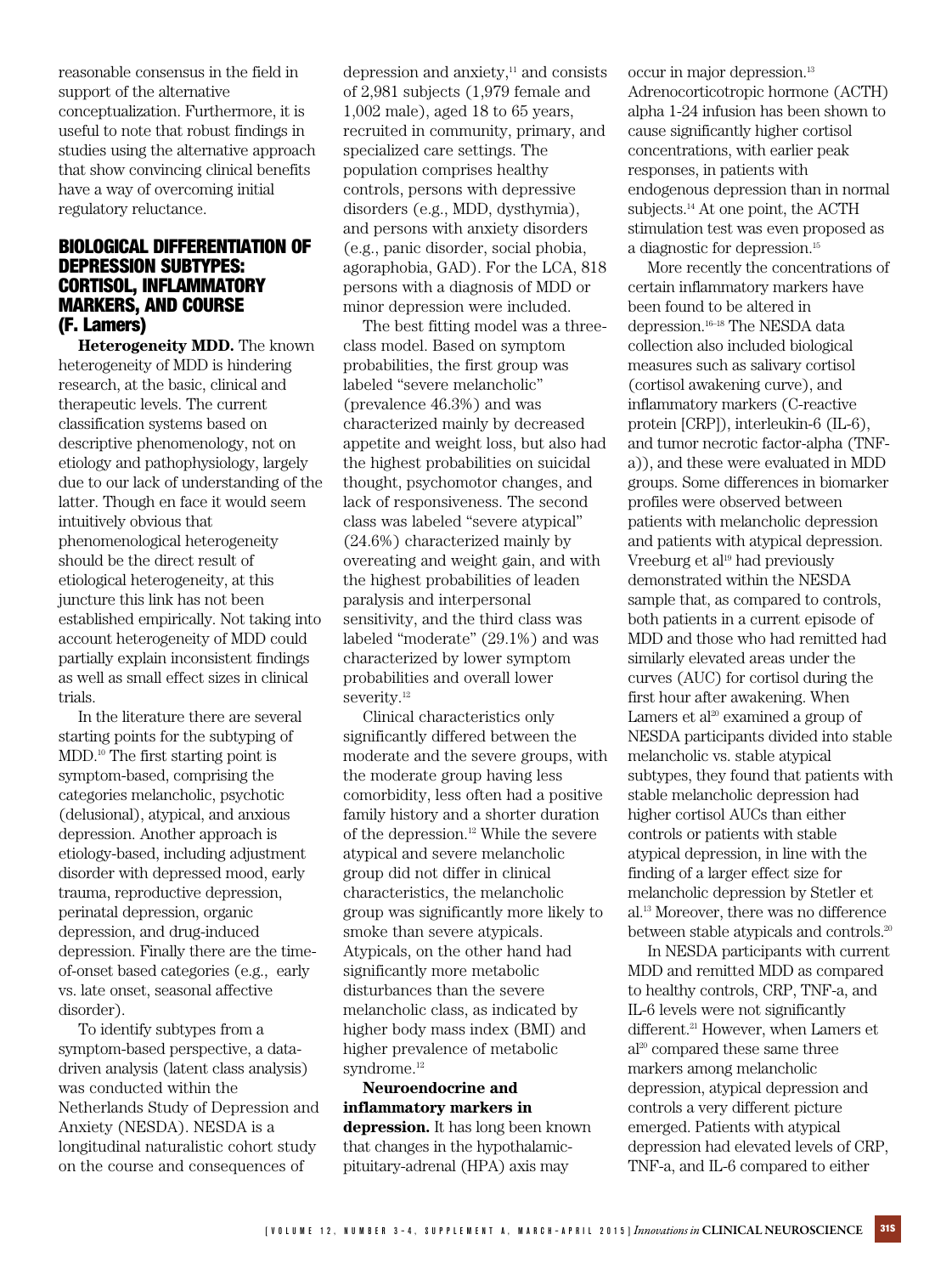reasonable consensus in the field in support of the alternative conceptualization. Furthermore, it is useful to note that robust findings in studies using the alternative approach that show convincing clinical benefits have a way of overcoming initial regulatory reluctance.

## BIOLOGICAL DIFFERENTIATION OF DEPRESSION SUBTYPES: CORTISOL, INFLAMMATORY MARKERS, AND COURSE (F. Lamers)

**Heterogeneity MDD.** The known heterogeneity of MDD is hindering research, at the basic, clinical and therapeutic levels. The current classification systems based on descriptive phenomenology, not on etiology and pathophysiology, largely due to our lack of understanding of the latter. Though en face it would seem intuitively obvious that phenomenological heterogeneity should be the direct result of etiological heterogeneity, at this juncture this link has not been established empirically. Not taking into account heterogeneity of MDD could partially explain inconsistent findings as well as small effect sizes in clinical trials.

In the literature there are several starting points for the subtyping of MDD.[10] The first starting point is symptom-based, comprising the categories melancholic, psychotic (delusional), atypical, and anxious depression. Another approach is etiology-based, including adjustment disorder with depressed mood, early trauma, reproductive depression, perinatal depression, organic depression, and drug-induced depression. Finally there are the time-of-onset based categories (e.g., early vs. late onset, seasonal affective disorder).

To identify subtypes from a symptom-based perspective, a data-driven analysis (latent class analysis) was conducted within the Netherlands Study of Depression and Anxiety (NESDA). NESDA is a longitudinal naturalistic cohort study on the course and consequences of depression and anxiety,[11] and consists of 2,981 subjects (1,979 female and 1,002 male), aged 18 to 65 years, recruited in community, primary, and specialized care settings. The population comprises healthy controls, persons with depressive disorders (e.g., MDD, dysthymia), and persons with anxiety disorders (e.g., panic disorder, social phobia, agoraphobia, GAD). For the LCA, 818 persons with a diagnosis of MDD or minor depression were included.

The best fitting model was a three-class model. Based on symptom probabilities, the first group was labeled "severe melancholic" (prevalence 46.3%) and was characterized mainly by decreased appetite and weight loss, but also had the highest probabilities on suicidal thought, psychomotor changes, and lack of responsiveness. The second class was labeled "severe atypical" (24.6%) characterized mainly by overeating and weight gain, and with the highest probabilities of leaden paralysis and interpersonal sensitivity, and the third class was labeled "moderate" (29.1%) and was characterized by lower symptom probabilities and overall lower severity.[12]

Clinical characteristics only significantly differed between the moderate and the severe groups, with the moderate group having less comorbidity, less often had a positive family history and a shorter duration of the depression.[12] While the severe atypical and severe melancholic group did not differ in clinical characteristics, the melancholic group was significantly more likely to smoke than severe atypicals. Atypicals, on the other hand had significantly more metabolic disturbances than the severe melancholic class, as indicated by higher body mass index (BMI) and higher prevalence of metabolic syndrome.[12]

**Neuroendocrine and inflammatory markers in depression.** It has long been known that changes in the hypothalamic-pituitary-adrenal (HPA) axis may occur in major depression.[13] Adrenocorticotropic hormone (ACTH) alpha 1-24 infusion has been shown to cause significantly higher cortisol concentrations, with earlier peak responses, in patients with endogenous depression than in normal subjects.[14] At one point, the ACTH stimulation test was even proposed as a diagnostic for depression.[15]

More recently the concentrations of certain inflammatory markers have been found to be altered in depression.[16–18] The NESDA data collection also included biological measures such as salivary cortisol (cortisol awakening curve), and inflammatory markers (C-reactive protein [CRP]), interleukin-6 (IL-6), and tumor necrotic factor-alpha (TNF-a)), and these were evaluated in MDD groups. Some differences in biomarker profiles were observed between patients with melancholic depression and patients with atypical depression. Vreeburg et al[19] had previously demonstrated within the NESDA sample that, as compared to controls, both patients in a current episode of MDD and those who had remitted had similarly elevated areas under the curves (AUC) for cortisol during the first hour after awakening. When Lamers et al[20] examined a group of NESDA participants divided into stable melancholic vs. stable atypical subtypes, they found that patients with stable melancholic depression had higher cortisol AUCs than either controls or patients with stable atypical depression, in line with the finding of a larger effect size for melancholic depression by Stetler et al.[13] Moreover, there was no difference between stable atypicals and controls.[20]

In NESDA participants with current MDD and remitted MDD as compared to healthy controls, CRP, TNF-a, and IL-6 levels were not significantly different.[21] However, when Lamers et al[20] compared these same three markers among melancholic depression, atypical depression and controls a very different picture emerged. Patients with atypical depression had elevated levels of CRP, TNF-a, and IL-6 compared to either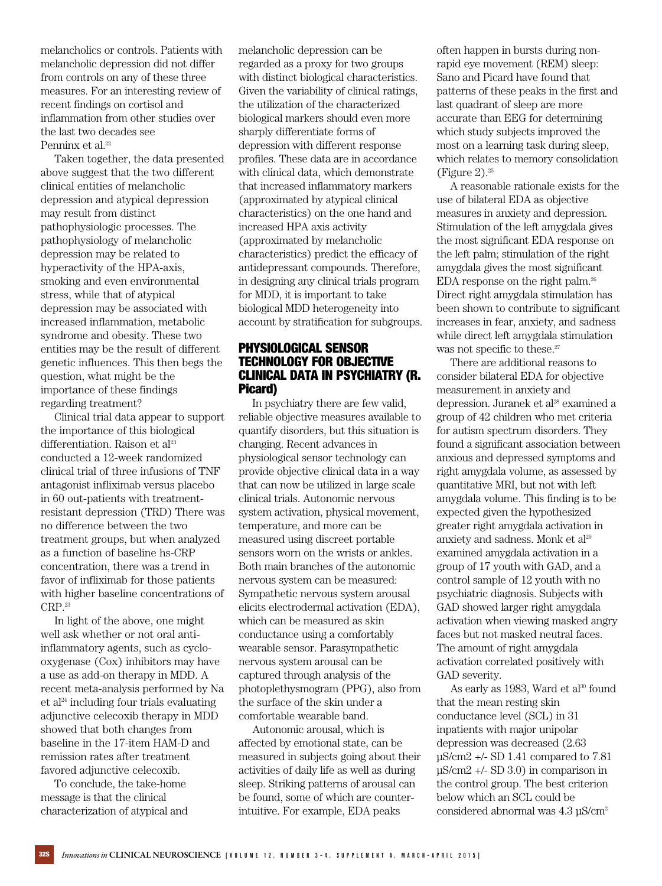melancholics or controls. Patients with melancholic depression did not differ from controls on any of these three measures. For an interesting review of recent findings on cortisol and inflammation from other studies over the last two decades see Penninx et al.[22]

Taken together, the data presented above suggest that the two different clinical entities of melancholic depression and atypical depression may result from distinct pathophysiologic processes. The pathophysiology of melancholic depression may be related to hyperactivity of the HPA-axis, smoking and even environmental stress, while that of atypical depression may be associated with increased inflammation, metabolic syndrome and obesity. These two entities may be the result of different genetic influences. This then begs the question, what might be the importance of these findings regarding treatment?

Clinical trial data appear to support the importance of this biological differentiation. Raison et al[23] conducted a 12-week randomized clinical trial of three infusions of TNF antagonist infliximab versus placebo in 60 out-patients with treatment-resistant depression (TRD) There was no difference between the two treatment groups, but when analyzed as a function of baseline hs-CRP concentration, there was a trend in favor of infliximab for those patients with higher baseline concentrations of CRP.[23]

In light of the above, one might well ask whether or not oral anti-inflammatory agents, such as cyclo-oxygenase (Cox) inhibitors may have a use as add-on therapy in MDD. A recent meta-analysis performed by Na et al[24] including four trials evaluating adjunctive celecoxib therapy in MDD showed that both changes from baseline in the 17-item HAM-D and remission rates after treatment favored adjunctive celecoxib.

To conclude, the take-home message is that the clinical characterization of atypical and melancholic depression can be regarded as a proxy for two groups with distinct biological characteristics. Given the variability of clinical ratings, the utilization of the characterized biological markers should even more sharply differentiate forms of depression with different response profiles. These data are in accordance with clinical data, which demonstrate that increased inflammatory markers (approximated by atypical clinical characteristics) on the one hand and increased HPA axis activity (approximated by melancholic characteristics) predict the efficacy of antidepressant compounds. Therefore, in designing any clinical trials program for MDD, it is important to take biological MDD heterogeneity into account by stratification for subgroups.

## PHYSIOLOGICAL SENSOR TECHNOLOGY FOR OBJECTIVE CLINICAL DATA IN PSYCHIATRY (R. Picard)

In psychiatry there are few valid, reliable objective measures available to quantify disorders, but this situation is changing. Recent advances in physiological sensor technology can provide objective clinical data in a way that can now be utilized in large scale clinical trials. Autonomic nervous system activation, physical movement, temperature, and more can be measured using discreet portable sensors worn on the wrists or ankles. Both main branches of the autonomic nervous system can be measured: Sympathetic nervous system arousal elicits electrodermal activation (EDA), which can be measured as skin conductance using a comfortably wearable sensor. Parasympathetic nervous system arousal can be captured through analysis of the photoplethysmogram (PPG), also from the surface of the skin under a comfortable wearable band.

Autonomic arousal, which is affected by emotional state, can be measured in subjects going about their activities of daily life as well as during sleep. Striking patterns of arousal can be found, some of which are counter-intuitive. For example, EDA peaks often happen in bursts during non-rapid eye movement (REM) sleep: Sano and Picard have found that patterns of these peaks in the first and last quadrant of sleep are more accurate than EEG for determining which study subjects improved the most on a learning task during sleep, which relates to memory consolidation (Figure 2).[25]

A reasonable rationale exists for the use of bilateral EDA as objective measures in anxiety and depression. Stimulation of the left amygdala gives the most significant EDA response on the left palm; stimulation of the right amygdala gives the most significant EDA response on the right palm.[26] Direct right amygdala stimulation has been shown to contribute to significant increases in fear, anxiety, and sadness while direct left amygdala stimulation was not specific to these.[27]

There are additional reasons to consider bilateral EDA for objective measurement in anxiety and depression. Juranek et al[28] examined a group of 42 children who met criteria for autism spectrum disorders. They found a significant association between anxious and depressed symptoms and right amygdala volume, as assessed by quantitative MRI, but not with left amygdala volume. This finding is to be expected given the hypothesized greater right amygdala activation in anxiety and sadness. Monk et al[29] examined amygdala activation in a group of 17 youth with GAD, and a control sample of 12 youth with no psychiatric diagnosis. Subjects with GAD showed larger right amygdala activation when viewing masked angry faces but not masked neutral faces. The amount of right amygdala activation correlated positively with GAD severity.

As early as 1983, Ward et al[30] found that the mean resting skin conductance level (SCL) in 31 inpatients with major unipolar depression was decreased (2.63 µS/cm2 +/- SD 1.41 compared to 7.81 µS/cm2 +/- SD 3.0) in comparison in the control group. The best criterion below which an SCL could be considered abnormal was 4.3 µS/cm$^2$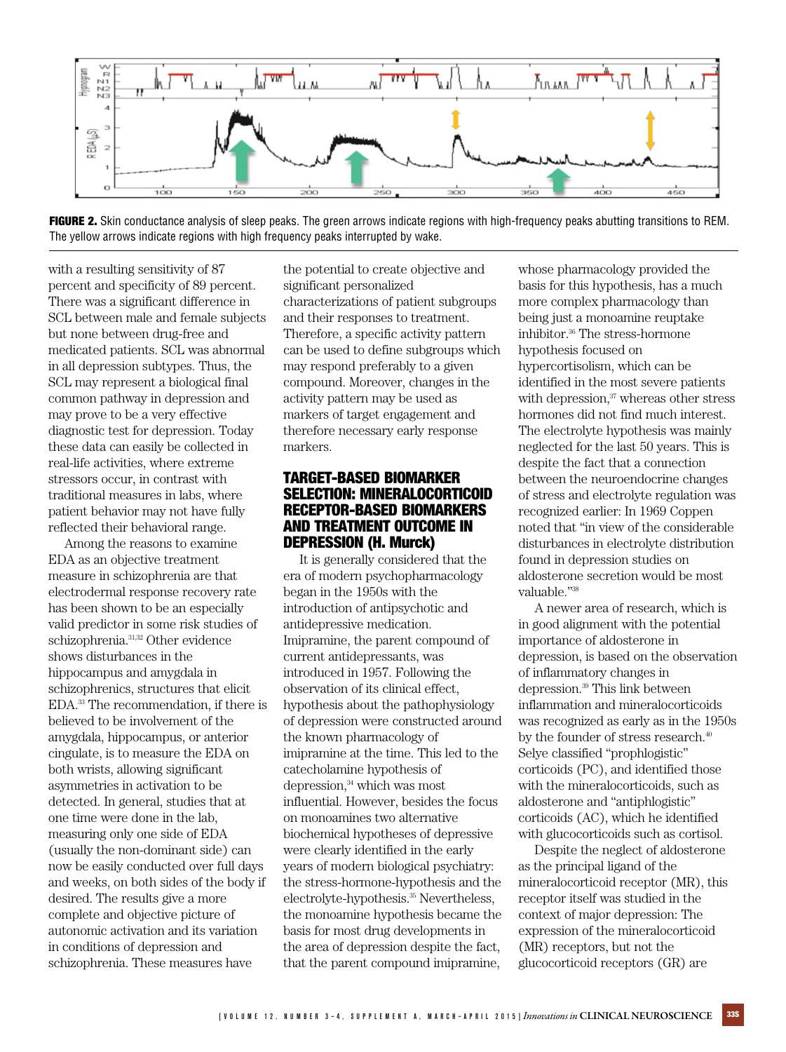FIGURE 2. Skin conductance analysis of sleep peaks. The green arrows indicate regions with high-frequency peaks abutting transitions to REM. The yellow arrows indicate regions with high frequency peaks interrupted by wake.

with a resulting sensitivity of 87 percent and specificity of 89 percent. There was a significant difference in SCL between male and female subjects but none between drug-free and medicated patients. SCL was abnormal in all depression subtypes. Thus, the SCL may represent a biological final common pathway in depression and may prove to be a very effective diagnostic test for depression. Today these data can easily be collected in real-life activities, where extreme stressors occur, in contrast with traditional measures in labs, where patient behavior may not have fully reflected their behavioral range.

Among the reasons to examine EDA as an objective treatment measure in schizophrenia are that electrodermal response recovery rate has been shown to be an especially valid predictor in some risk studies of schizophrenia.[31,32] Other evidence shows disturbances in the hippocampus and amygdala in schizophrenics, structures that elicit EDA.[33] The recommendation, if there is believed to be involvement of the amygdala, hippocampus, or anterior cingulate, is to measure the EDA on both wrists, allowing significant asymmetries in activation to be detected. In general, studies that at one time were done in the lab, measuring only one side of EDA (usually the non-dominant side) can now be easily conducted over full days and weeks, on both sides of the body if desired. The results give a more complete and objective picture of autonomic activation and its variation in conditions of depression and schizophrenia. These measures have the potential to create objective and significant personalized characterizations of patient subgroups and their responses to treatment. Therefore, a specific activity pattern can be used to define subgroups which may respond preferably to a given compound. Moreover, changes in the activity pattern may be used as markers of target engagement and therefore necessary early response markers.

## TARGET-BASED BIOMARKER SELECTION: MINERALOCORTICOID RECEPTOR-BASED BIOMARKERS AND TREATMENT OUTCOME IN DEPRESSION (H. Murck)

It is generally considered that the era of modern psychopharmacology began in the 1950s with the introduction of antipsychotic and antidepressive medication. Imipramine, the parent compound of current antidepressants, was introduced in 1957. Following the observation of its clinical effect, hypothesis about the pathophysiology of depression were constructed around the known pharmacology of imipramine at the time. This led to the catecholamine hypothesis of depression,[34] which was most influential. However, besides the focus on monoamines two alternative biochemical hypotheses of depressive were clearly identified in the early years of modern biological psychiatry: the stress-hormone-hypothesis and the electrolyte-hypothesis.[35] Nevertheless, the monoamine hypothesis became the basis for most drug developments in the area of depression despite the fact, that the parent compound imipramine, whose pharmacology provided the basis for this hypothesis, has a much more complex pharmacology than being just a monoamine reuptake inhibitor.[36] The stress-hormone hypothesis focused on hypercortisolism, which can be identified in the most severe patients with depression,[37] whereas other stress hormones did not find much interest. The electrolyte hypothesis was mainly neglected for the last 50 years. This is despite the fact that a connection between the neuroendocrine changes of stress and electrolyte regulation was recognized earlier: In 1969 Coppen noted that "in view of the considerable disturbances in electrolyte distribution found in depression studies on aldosterone secretion would be most valuable."[38]

A newer area of research, which is in good alignment with the potential importance of aldosterone in depression, is based on the observation of inflammatory changes in depression.[39] This link between inflammation and mineralocorticoids was recognized as early as in the 1950s by the founder of stress research.[40] Selye classified "prophlogistic" corticoids (PC), and identified those with the mineralocorticoids, such as aldosterone and "antiphlogistic" corticoids (AC), which he identified with glucocorticoids such as cortisol.

Despite the neglect of aldosterone as the principal ligand of the mineralocorticoid receptor (MR), this receptor itself was studied in the context of major depression: The expression of the mineralocorticoid (MR) receptors, but not the glucocorticoid receptors (GR) are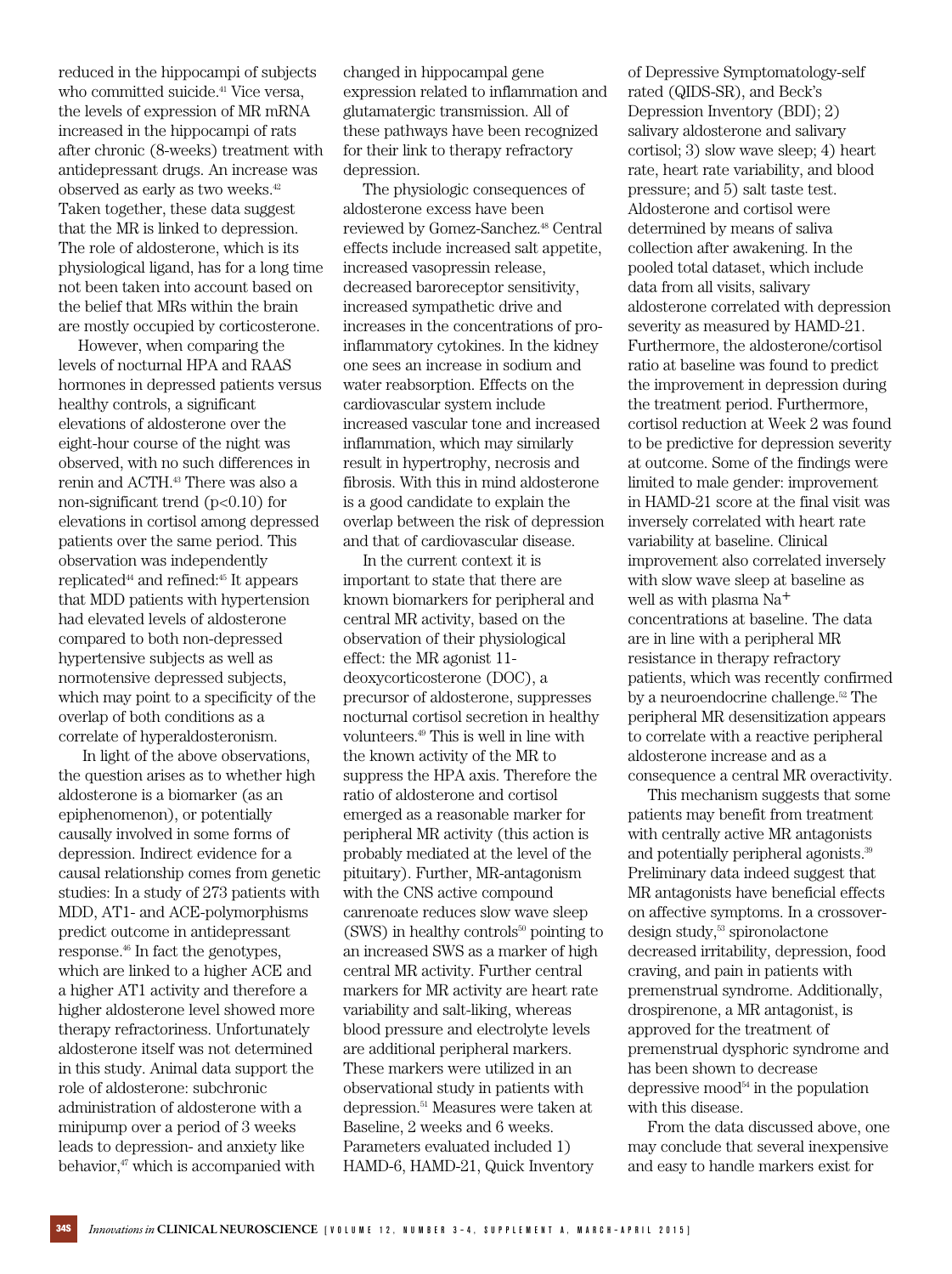reduced in the hippocampi of subjects who committed suicide.[41] Vice versa, the levels of expression of MR mRNA increased in the hippocampi of rats after chronic (8-weeks) treatment with antidepressant drugs. An increase was observed as early as two weeks.[42] Taken together, these data suggest that the MR is linked to depression. The role of aldosterone, which is its physiological ligand, has for a long time not been taken into account based on the belief that MRs within the brain are mostly occupied by corticosterone.

However, when comparing the levels of nocturnal HPA and RAAS hormones in depressed patients versus healthy controls, a significant elevations of aldosterone over the eight-hour course of the night was observed, with no such differences in renin and ACTH.[43] There was also a non-significant trend ($p<0.10$) for elevations in cortisol among depressed patients over the same period. This observation was independently replicated[44] and refined:[45] It appears that MDD patients with hypertension had elevated levels of aldosterone compared to both non-depressed hypertensive subjects as well as normotensive depressed subjects, which may point to a specificity of the overlap of both conditions as a correlate of hyperaldosteronism.

In light of the above observations, the question arises as to whether high aldosterone is a biomarker (as an epiphenomenon), or potentially causally involved in some forms of depression. Indirect evidence for a causal relationship comes from genetic studies: In a study of 273 patients with MDD, AT1- and ACE-polymorphisms predict outcome in antidepressant response.[46] In fact the genotypes, which are linked to a higher ACE and a higher AT1 activity and therefore a higher aldosterone level showed more therapy refractoriness. Unfortunately aldosterone itself was not determined in this study. Animal data support the role of aldosterone: subchronic administration of aldosterone with a minipump over a period of 3 weeks leads to depression- and anxiety like behavior,[47] which is accompanied with changed in hippocampal gene expression related to inflammation and glutamatergic transmission. All of these pathways have been recognized for their link to therapy refractory depression.

The physiologic consequences of aldosterone excess have been reviewed by Gomez-Sanchez.[48] Central effects include increased salt appetite, increased vasopressin release, decreased baroreceptor sensitivity, increased sympathetic drive and increases in the concentrations of pro-inflammatory cytokines. In the kidney one sees an increase in sodium and water reabsorption. Effects on the cardiovascular system include increased vascular tone and increased inflammation, which may similarly result in hypertrophy, necrosis and fibrosis. With this in mind aldosterone is a good candidate to explain the overlap between the risk of depression and that of cardiovascular disease.

In the current context it is important to state that there are known biomarkers for peripheral and central MR activity, based on the observation of their physiological effect: the MR agonist 11-deoxycorticosterone (DOC), a precursor of aldosterone, suppresses nocturnal cortisol secretion in healthy volunteers.[49] This is well in line with the known activity of the MR to suppress the HPA axis. Therefore the ratio of aldosterone and cortisol emerged as a reasonable marker for peripheral MR activity (this action is probably mediated at the level of the pituitary). Further, MR-antagonism with the CNS active compound canrenoate reduces slow wave sleep (SWS) in healthy controls[50] pointing to an increased SWS as a marker of high central MR activity. Further central markers for MR activity are heart rate variability and salt-liking, whereas blood pressure and electrolyte levels are additional peripheral markers. These markers were utilized in an observational study in patients with depression.[51] Measures were taken at Baseline, 2 weeks and 6 weeks. Parameters evaluated included 1) HAMD-6, HAMD-21, Quick Inventory of Depressive Symptomatology-self rated (QIDS-SR), and Beck's Depression Inventory (BDI); 2) salivary aldosterone and salivary cortisol; 3) slow wave sleep; 4) heart rate, heart rate variability, and blood pressure; and 5) salt taste test. Aldosterone and cortisol were determined by means of saliva collection after awakening. In the pooled total dataset, which include data from all visits, salivary aldosterone correlated with depression severity as measured by HAMD-21. Furthermore, the aldosterone/cortisol ratio at baseline was found to predict the improvement in depression during the treatment period. Furthermore, cortisol reduction at Week 2 was found to be predictive for depression severity at outcome. Some of the findings were limited to male gender: improvement in HAMD-21 score at the final visit was inversely correlated with heart rate variability at baseline. Clinical improvement also correlated inversely with slow wave sleep at baseline as well as with plasma $Na^{+}$ concentrations at baseline. The data are in line with a peripheral MR resistance in therapy refractory patients, which was recently confirmed by a neuroendocrine challenge.[52] The peripheral MR desensitization appears to correlate with a reactive peripheral aldosterone increase and as a consequence a central MR overactivity.

This mechanism suggests that some patients may benefit from treatment with centrally active MR antagonists and potentially peripheral agonists.[39] Preliminary data indeed suggest that MR antagonists have beneficial effects on affective symptoms. In a crossover-design study,[53] spironolactone decreased irritability, depression, food craving, and pain in patients with premenstrual syndrome. Additionally, drospirenone, a MR antagonist, is approved for the treatment of premenstrual dysphoric syndrome and has been shown to decrease depressive mood[54] in the population with this disease.

From the data discussed above, one may conclude that several inexpensive and easy to handle markers exist for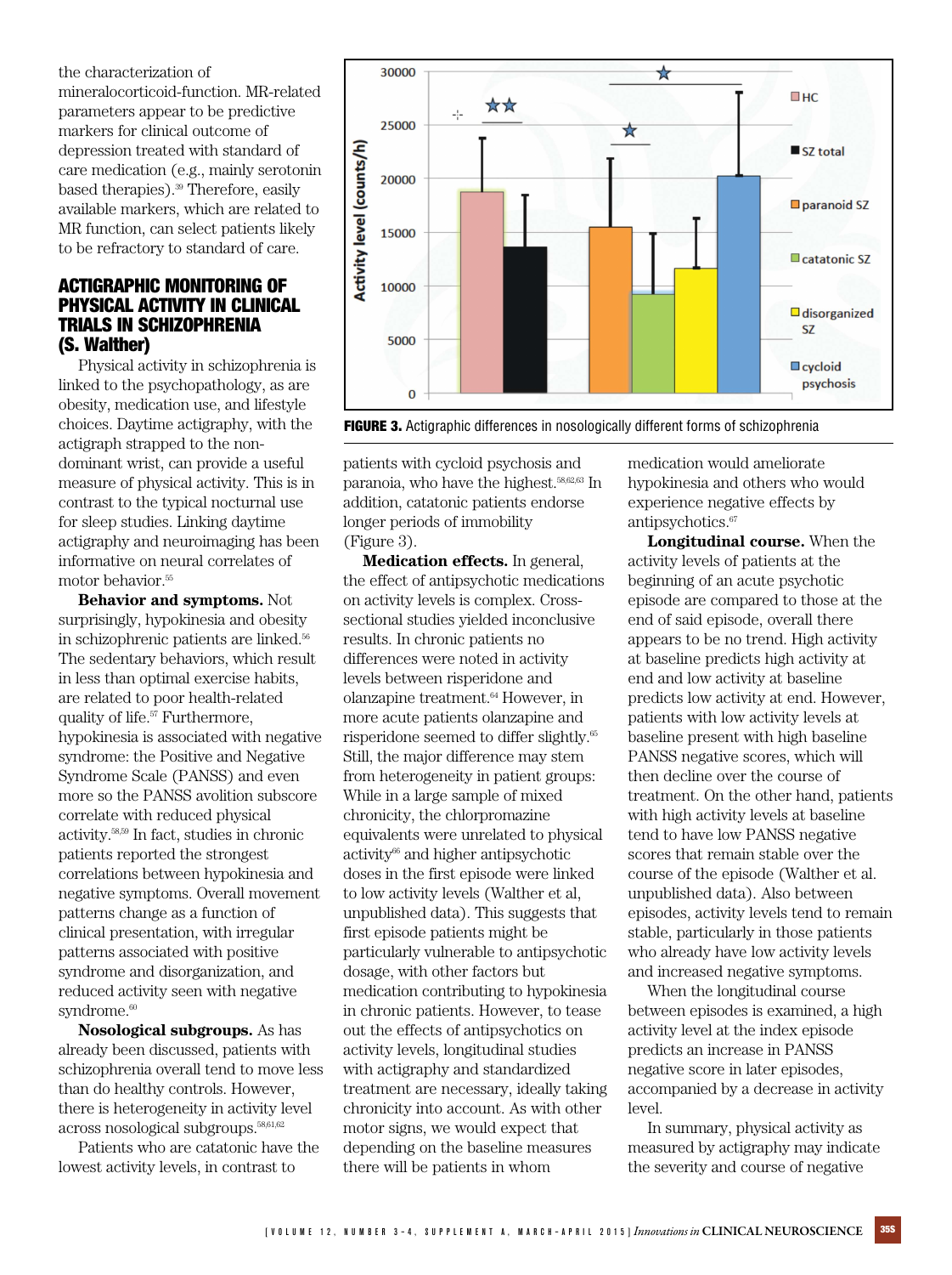the characterization of mineralocorticoid-function. MR-related parameters appear to be predictive markers for clinical outcome of depression treated with standard of care medication (e.g., mainly serotonin based therapies).[39] Therefore, easily available markers, which are related to MR function, can select patients likely to be refractory to standard of care.

## ACTIGRAPHIC MONITORING OF PHYSICAL ACTIVITY IN CLINICAL TRIALS IN SCHIZOPHRENIA (S. Walther)

Physical activity in schizophrenia is linked to the psychopathology, as are obesity, medication use, and lifestyle choices. Daytime actigraphy, with the actigraph strapped to the non-dominant wrist, can provide a useful measure of physical activity. This is in contrast to the typical nocturnal use for sleep studies. Linking daytime actigraphy and neuroimaging has been informative on neural correlates of motor behavior.[55]

**Behavior and symptoms.** Not surprisingly, hypokinesia and obesity in schizophrenic patients are linked.[56] The sedentary behaviors, which result in less than optimal exercise habits, are related to poor health-related quality of life.[57] Furthermore, hypokinesia is associated with negative syndrome: the Positive and Negative Syndrome Scale (PANSS) and even more so the PANSS avolition subscore correlate with reduced physical activity.[58,59] In fact, studies in chronic patients reported the strongest correlations between hypokinesia and negative symptoms. Overall movement patterns change as a function of clinical presentation, with irregular patterns associated with positive syndrome and disorganization, and reduced activity seen with negative syndrome.[60]

**Nosological subgroups.** As has already been discussed, patients with schizophrenia overall tend to move less than do healthy controls. However, there is heterogeneity in activity level across nosological subgroups.[58,61,62]

Patients who are catatonic have the lowest activity levels, in contrast to patients with cycloid psychosis and paranoia, who have the highest.[58,62,63] In addition, catatonic patients endorse longer periods of immobility (Figure 3).

**FIGURE 3.** Actigraphic differences in nosologically different forms of schizophrenia

**Medication effects.** In general, the effect of antipsychotic medications on activity levels is complex. Cross-sectional studies yielded inconclusive results. In chronic patients no differences were noted in activity levels between risperidone and olanzapine treatment.[64] However, in more acute patients olanzapine and risperidone seemed to differ slightly.[65] Still, the major difference may stem from heterogeneity in patient groups: While in a large sample of mixed chronicity, the chlorpromazine equivalents were unrelated to physical activity[66] and higher antipsychotic doses in the first episode were linked to low activity levels (Walther et al, unpublished data). This suggests that first episode patients might be particularly vulnerable to antipsychotic dosage, with other factors but medication contributing to hypokinesia in chronic patients. However, to tease out the effects of antipsychotics on activity levels, longitudinal studies with actigraphy and standardized treatment are necessary, ideally taking chronicity into account. As with other motor signs, we would expect that depending on the baseline measures there will be patients in whom medication would ameliorate hypokinesia and others who would experience negative effects by antipsychotics.[67]

**Longitudinal course.** When the activity levels of patients at the beginning of an acute psychotic episode are compared to those at the end of said episode, overall there appears to be no trend. High activity at baseline predicts high activity at end and low activity at baseline predicts low activity at end. However, patients with low activity levels at baseline present with high baseline PANSS negative scores, which will then decline over the course of treatment. On the other hand, patients with high activity levels at baseline tend to have low PANSS negative scores that remain stable over the course of the episode (Walther et al. unpublished data). Also between episodes, activity levels tend to remain stable, particularly in those patients who already have low activity levels and increased negative symptoms.

When the longitudinal course between episodes is examined, a high activity level at the index episode predicts an increase in PANSS negative score in later episodes, accompanied by a decrease in activity level.

In summary, physical activity as measured by actigraphy may indicate the severity and course of negative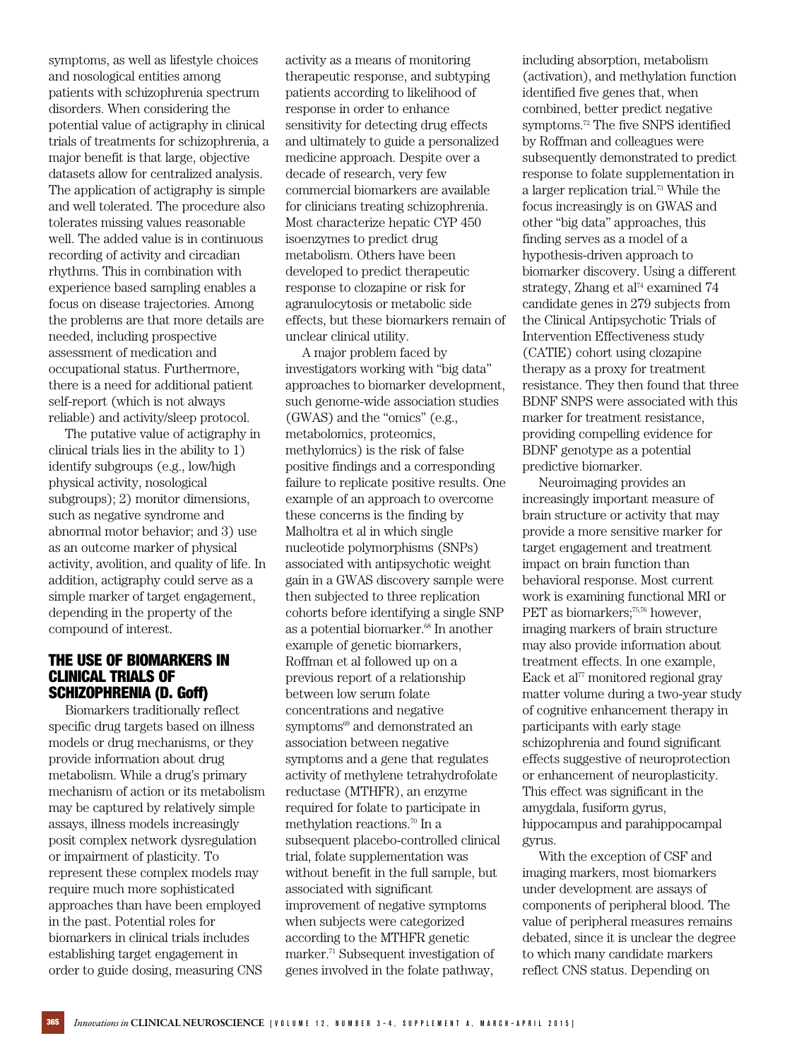symptoms, as well as lifestyle choices and nosological entities among patients with schizophrenia spectrum disorders. When considering the potential value of actigraphy in clinical trials of treatments for schizophrenia, a major benefit is that large, objective datasets allow for centralized analysis. The application of actigraphy is simple and well tolerated. The procedure also tolerates missing values reasonable well. The added value is in continuous recording of activity and circadian rhythms. This in combination with experience based sampling enables a focus on disease trajectories. Among the problems are that more details are needed, including prospective assessment of medication and occupational status. Furthermore, there is a need for additional patient self-report (which is not always reliable) and activity/sleep protocol.

The putative value of actigraphy in clinical trials lies in the ability to 1) identify subgroups (e.g., low/high physical activity, nosological subgroups); 2) monitor dimensions, such as negative syndrome and abnormal motor behavior; and 3) use as an outcome marker of physical activity, avolition, and quality of life. In addition, actigraphy could serve as a simple marker of target engagement, depending in the property of the compound of interest.

## THE USE OF BIOMARKERS IN CLINICAL TRIALS OF SCHIZOPHRENIA (D. Goff)

Biomarkers traditionally reflect specific drug targets based on illness models or drug mechanisms, or they provide information about drug metabolism. While a drug's primary mechanism of action or its metabolism may be captured by relatively simple assays, illness models increasingly posit complex network dysregulation or impairment of plasticity. To represent these complex models may require much more sophisticated approaches than have been employed in the past. Potential roles for biomarkers in clinical trials includes establishing target engagement in order to guide dosing, measuring CNS activity as a means of monitoring therapeutic response, and subtyping patients according to likelihood of response in order to enhance sensitivity for detecting drug effects and ultimately to guide a personalized medicine approach. Despite over a decade of research, very few commercial biomarkers are available for clinicians treating schizophrenia. Most characterize hepatic CYP 450 isoenzymes to predict drug metabolism. Others have been developed to predict therapeutic response to clozapine or risk for agranulocytosis or metabolic side effects, but these biomarkers remain of unclear clinical utility.

A major problem faced by investigators working with "big data" approaches to biomarker development, such genome-wide association studies (GWAS) and the "omics" (e.g., metabolomics, proteomics, methylomics) is the risk of false positive findings and a corresponding failure to replicate positive results. One example of an approach to overcome these concerns is the finding by Malholtra et al in which single nucleotide polymorphisms (SNPs) associated with antipsychotic weight gain in a GWAS discovery sample were then subjected to three replication cohorts before identifying a single SNP as a potential biomarker.[68] In another example of genetic biomarkers, Roffman et al followed up on a previous report of a relationship between low serum folate concentrations and negative symptoms[69] and demonstrated an association between negative symptoms and a gene that regulates activity of methylene tetrahydrofolate reductase (MTHFR), an enzyme required for folate to participate in methylation reactions.[70] In a subsequent placebo-controlled clinical trial, folate supplementation was without benefit in the full sample, but associated with significant improvement of negative symptoms when subjects were categorized according to the MTHFR genetic marker.[71] Subsequent investigation of genes involved in the folate pathway, including absorption, metabolism (activation), and methylation function identified five genes that, when combined, better predict negative symptoms.[72] The five SNPS identified by Roffman and colleagues were subsequently demonstrated to predict response to folate supplementation in a larger replication trial.[73] While the focus increasingly is on GWAS and other "big data" approaches, this finding serves as a model of a hypothesis-driven approach to biomarker discovery. Using a different strategy, Zhang et al[74] examined 74 candidate genes in 279 subjects from the Clinical Antipsychotic Trials of Intervention Effectiveness study (CATIE) cohort using clozapine therapy as a proxy for treatment resistance. They then found that three BDNF SNPS were associated with this marker for treatment resistance, providing compelling evidence for BDNF genotype as a potential predictive biomarker.

Neuroimaging provides an increasingly important measure of brain structure or activity that may provide a more sensitive marker for target engagement and treatment impact on brain function than behavioral response. Most current work is examining functional MRI or PET as biomarkers;[75,76] however, imaging markers of brain structure may also provide information about treatment effects. In one example, Eack et al[77] monitored regional gray matter volume during a two-year study of cognitive enhancement therapy in participants with early stage schizophrenia and found significant effects suggestive of neuroprotection or enhancement of neuroplasticity. This effect was significant in the amygdala, fusiform gyrus, hippocampus and parahippocampal gyrus.

With the exception of CSF and imaging markers, most biomarkers under development are assays of components of peripheral blood. The value of peripheral measures remains debated, since it is unclear the degree to which many candidate markers reflect CNS status. Depending on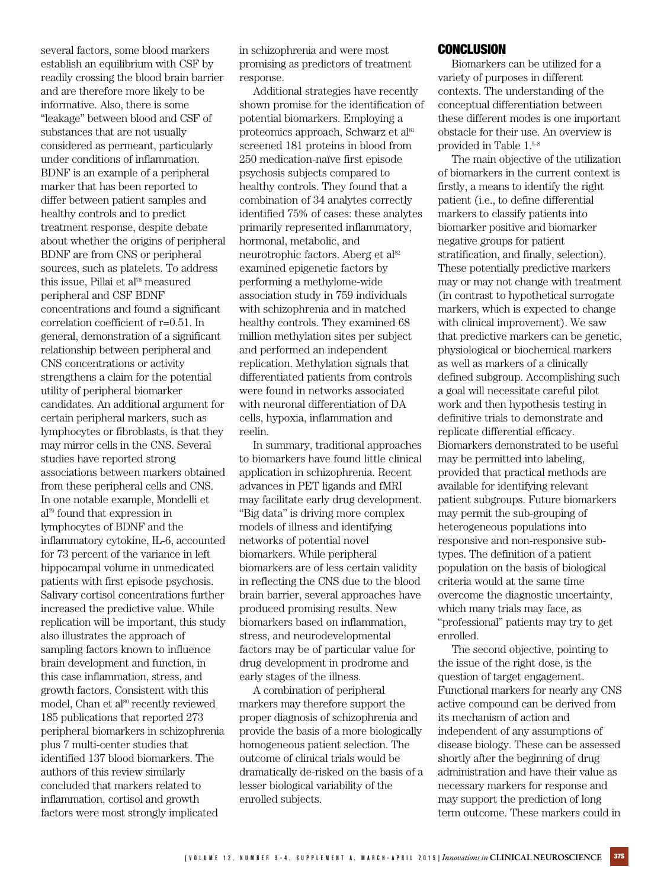several factors, some blood markers establish an equilibrium with CSF by readily crossing the blood brain barrier and are therefore more likely to be informative. Also, there is some "leakage" between blood and CSF of substances that are not usually considered as permeant, particularly under conditions of inflammation. BDNF is an example of a peripheral marker that has been reported to differ between patient samples and healthy controls and to predict treatment response, despite debate about whether the origins of peripheral BDNF are from CNS or peripheral sources, such as platelets. To address this issue, Pillai et al[78] measured peripheral and CSF BDNF concentrations and found a significant correlation coefficient of r=0.51. In general, demonstration of a significant relationship between peripheral and CNS concentrations or activity strengthens a claim for the potential utility of peripheral biomarker candidates. An additional argument for certain peripheral markers, such as lymphocytes or fibroblasts, is that they may mirror cells in the CNS. Several studies have reported strong associations between markers obtained from these peripheral cells and CNS. In one notable example, Mondelli et al[79] found that expression in lymphocytes of BDNF and the inflammatory cytokine, IL-6, accounted for 73 percent of the variance in left hippocampal volume in unmedicated patients with first episode psychosis. Salivary cortisol concentrations further increased the predictive value. While replication will be important, this study also illustrates the approach of sampling factors known to influence brain development and function, in this case inflammation, stress, and growth factors. Consistent with this model, Chan et al[80] recently reviewed 185 publications that reported 273 peripheral biomarkers in schizophrenia plus 7 multi-center studies that identified 137 blood biomarkers. The authors of this review similarly concluded that markers related to inflammation, cortisol and growth factors were most strongly implicated in schizophrenia and were most promising as predictors of treatment response.

Additional strategies have recently shown promise for the identification of potential biomarkers. Employing a proteomics approach, Schwarz et al[81] screened 181 proteins in blood from 250 medication-naïve first episode psychosis subjects compared to healthy controls. They found that a combination of 34 analytes correctly identified 75% of cases: these analytes primarily represented inflammatory, hormonal, metabolic, and neurotrophic factors. Aberg et al[82] examined epigenetic factors by performing a methylome-wide association study in 759 individuals with schizophrenia and in matched healthy controls. They examined 68 million methylation sites per subject and performed an independent replication. Methylation signals that differentiated patients from controls were found in networks associated with neuronal differentiation of DA cells, hypoxia, inflammation and reelin.

In summary, traditional approaches to biomarkers have found little clinical application in schizophrenia. Recent advances in PET ligands and fMRI may facilitate early drug development. "Big data" is driving more complex models of illness and identifying networks of potential novel biomarkers. While peripheral biomarkers are of less certain validity in reflecting the CNS due to the blood brain barrier, several approaches have produced promising results. New biomarkers based on inflammation, stress, and neurodevelopmental factors may be of particular value for drug development in prodrome and early stages of the illness.

A combination of peripheral markers may therefore support the proper diagnosis of schizophrenia and provide the basis of a more biologically homogeneous patient selection. The outcome of clinical trials would be dramatically de-risked on the basis of a lesser biological variability of the enrolled subjects.

## CONCLUSION

Biomarkers can be utilized for a variety of purposes in different contexts. The understanding of the conceptual differentiation between these different modes is one important obstacle for their use. An overview is provided in Table 1.[5–8]

The main objective of the utilization of biomarkers in the current context is firstly, a means to identify the right patient (i.e., to define differential markers to classify patients into biomarker positive and biomarker negative groups for patient stratification, and finally, selection). These potentially predictive markers may or may not change with treatment (in contrast to hypothetical surrogate markers, which is expected to change with clinical improvement). We saw that predictive markers can be genetic, physiological or biochemical markers as well as markers of a clinically defined subgroup. Accomplishing such a goal will necessitate careful pilot work and then hypothesis testing in definitive trials to demonstrate and replicate differential efficacy. Biomarkers demonstrated to be useful may be permitted into labeling, provided that practical methods are available for identifying relevant patient subgroups. Future biomarkers may permit the sub-grouping of heterogeneous populations into responsive and non-responsive sub-types. The definition of a patient population on the basis of biological criteria would at the same time overcome the diagnostic uncertainty, which many trials may face, as "professional" patients may try to get enrolled.

The second objective, pointing to the issue of the right dose, is the question of target engagement. Functional markers for nearly any CNS active compound can be derived from its mechanism of action and independent of any assumptions of disease biology. These can be assessed shortly after the beginning of drug administration and have their value as necessary markers for response and may support the prediction of long term outcome. These markers could in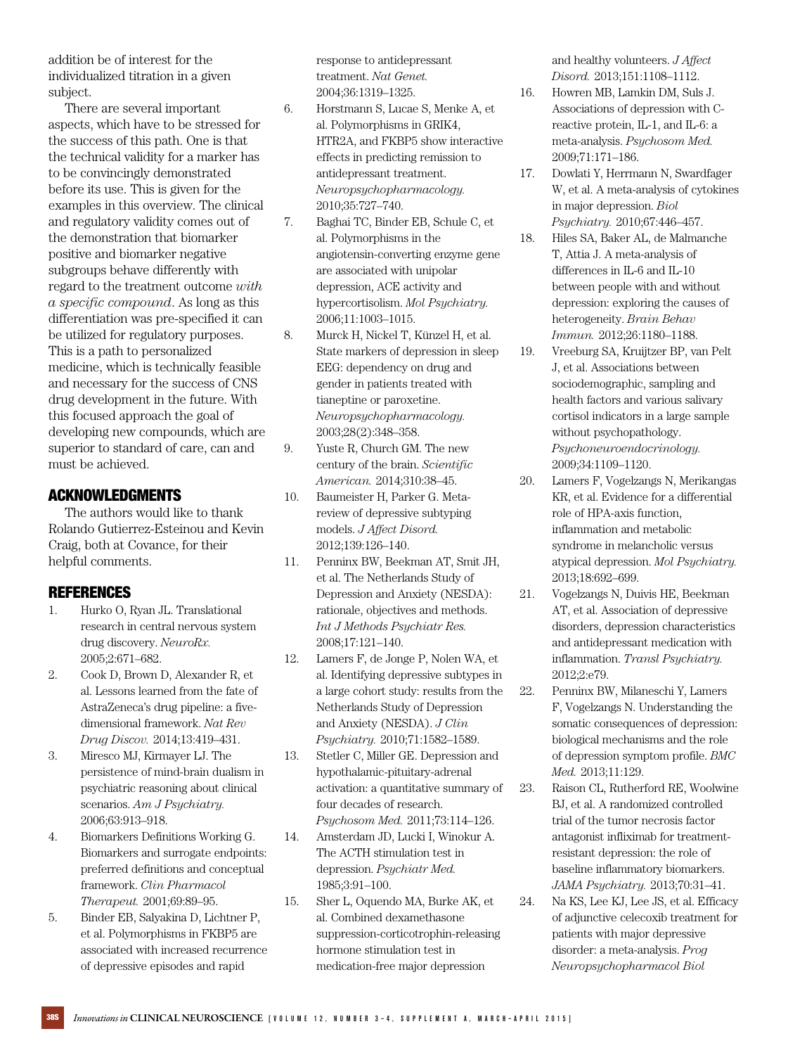addition be of interest for the individualized titration in a given subject.

There are several important aspects, which have to be stressed for the success of this path. One is that the technical validity for a marker has to be convincingly demonstrated before its use. This is given for the examples in this overview. The clinical and regulatory validity comes out of the demonstration that biomarker positive and biomarker negative subgroups behave differently with regard to the treatment outcome *with a specific compound*. As long as this differentiation was pre-specified it can be utilized for regulatory purposes. This is a path to personalized medicine, which is technically feasible and necessary for the success of CNS drug development in the future. With this focused approach the goal of developing new compounds, which are superior to standard of care, can and must be achieved.

## ACKNOWLEDGMENTS

The authors would like to thank Rolando Gutierrez-Esteinou and Kevin Craig, both at Covance, for their helpful comments.

## REFERENCES

1. Hurko O, Ryan JL. Translational research in central nervous system drug discovery. *NeuroRx.* 2005;2:671–682.
2. Cook D, Brown D, Alexander R, et al. Lessons learned from the fate of AstraZeneca's drug pipeline: a five-dimensional framework. *Nat Rev Drug Discov.* 2014;13:419–431.
3. Miresco MJ, Kirmayer LJ. The persistence of mind-brain dualism in psychiatric reasoning about clinical scenarios. *Am J Psychiatry.* 2006;63:913–918.
4. Biomarkers Definitions Working G. Biomarkers and surrogate endpoints: preferred definitions and conceptual framework. *Clin Pharmacol Therapeut.* 2001;69:89–95.
5. Binder EB, Salyakina D, Lichtner P, et al. Polymorphisms in FKBP5 are associated with increased recurrence of depressive episodes and rapid response to antidepressant treatment. *Nat Genet.* 2004;36:1319–1325.
6. Horstmann S, Lucae S, Menke A, et al. Polymorphisms in GRIK4, HTR2A, and FKBP5 show interactive effects in predicting remission to antidepressant treatment. *Neuropsychopharmacology.* 2010;35:727–740.
7. Baghai TC, Binder EB, Schule C, et al. Polymorphisms in the angiotensin-converting enzyme gene are associated with unipolar depression, ACE activity and hypercortisolism. *Mol Psychiatry.* 2006;11:1003–1015.
8. Murck H, Nickel T, Künzel H, et al. State markers of depression in sleep EEG: dependency on drug and gender in patients treated with tianeptine or paroxetine. *Neuropsychopharmacology.* 2003;28(2):348–358.
9. Yuste R, Church GM. The new century of the brain. *Scientific American.* 2014;310:38–45.
10. Baumeister H, Parker G. Meta-review of depressive subtyping models. *J Affect Disord.* 2012;139:126–140.
11. Penninx BW, Beekman AT, Smit JH, et al. The Netherlands Study of Depression and Anxiety (NESDA): rationale, objectives and methods. *Int J Methods Psychiatr Res.* 2008;17:121–140.
12. Lamers F, de Jonge P, Nolen WA, et al. Identifying depressive subtypes in a large cohort study: results from the Netherlands Study of Depression and Anxiety (NESDA). *J Clin Psychiatry.* 2010;71:1582–1589.
13. Stetler C, Miller GE. Depression and hypothalamic-pituitary-adrenal activation: a quantitative summary of four decades of research. *Psychosom Med.* 2011;73:114–126.
14. Amsterdam JD, Lucki I, Winokur A. The ACTH stimulation test in depression. *Psychiatr Med.* 1985;3:91–100.
15. Sher L, Oquendo MA, Burke AK, et al. Combined dexamethasone suppression-corticotrophin-releasing hormone stimulation test in medication-free major depression and healthy volunteers. *J Affect Disord.* 2013;151:1108–1112.
16. Howren MB, Lamkin DM, Suls J. Associations of depression with C-reactive protein, IL-1, and IL-6: a meta-analysis. *Psychosom Med.* 2009;71:171–186.
17. Dowlati Y, Herrmann N, Swardfager W, et al. A meta-analysis of cytokines in major depression. *Biol Psychiatry.* 2010;67:446–457.
18. Hiles SA, Baker AL, de Malmanche T, Attia J. A meta-analysis of differences in IL-6 and IL-10 between people with and without depression: exploring the causes of heterogeneity. *Brain Behav Immun.* 2012;26:1180–1188.
19. Vreeburg SA, Kruijtzer BP, van Pelt J, et al. Associations between sociodemographic, sampling and health factors and various salivary cortisol indicators in a large sample without psychopathology. *Psychoneuroendocrinology.* 2009;34:1109–1120.
20. Lamers F, Vogelzangs N, Merikangas KR, et al. Evidence for a differential role of HPA-axis function, inflammation and metabolic syndrome in melancholic versus atypical depression. *Mol Psychiatry.* 2013;18:692–699.
21. Vogelzangs N, Duivis HE, Beekman AT, et al. Association of depressive disorders, depression characteristics and antidepressant medication with inflammation. *Transl Psychiatry.* 2012;2:e79.
22. Penninx BW, Milaneschi Y, Lamers F, Vogelzangs N. Understanding the somatic consequences of depression: biological mechanisms and the role of depression symptom profile. *BMC Med.* 2013;11:129.
23. Raison CL, Rutherford RE, Woolwine BJ, et al. A randomized controlled trial of the tumor necrosis factor antagonist infliximab for treatment-resistant depression: the role of baseline inflammatory biomarkers. *JAMA Psychiatry.* 2013;70:31–41.
24. Na KS, Lee KJ, Lee JS, et al. Efficacy of adjunctive celecoxib treatment for patients with major depressive disorder: a meta-analysis. *Prog Neuropsychopharmacol Biol*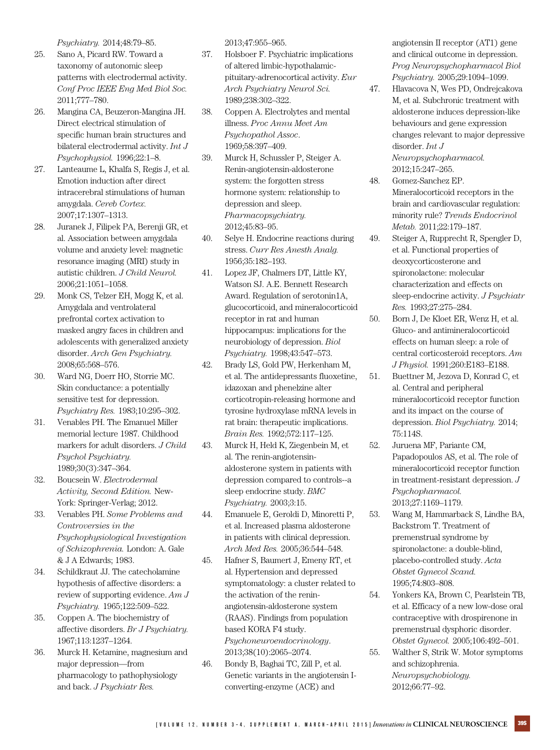*Psychiatry.* 2014;48:79–85.

25. Sano A, Picard RW. Toward a taxonomy of autonomic sleep patterns with electrodermal activity. *Conf Proc IEEE Eng Med Biol Soc.* 2011;777–780.
26. Mangina CA, Beuzeron-Mangina JH. Direct electrical stimulation of specific human brain structures and bilateral electrodermal activity. *Int J Psychophysiol.* 1996;22:1–8.
27. Lanteaume L, Khalfa S, Regis J, et al. Emotion induction after direct intracerebral stimulations of human amygdala. *Cereb Cortex.* 2007;17:1307–1313.
28. Juranek J, Filipek PA, Berenji GR, et al. Association between amygdala volume and anxiety level: magnetic resonance imaging (MRI) study in autistic children. *J Child Neurol.* 2006;21:1051–1058.
29. Monk CS, Telzer EH, Mogg K, et al. Amygdala and ventrolateral prefrontal cortex activation to masked angry faces in children and adolescents with generalized anxiety disorder. *Arch Gen Psychiatry.* 2008;65:568–576.
30. Ward NG, Doerr HO, Storrie MC. Skin conductance: a potentially sensitive test for depression. *Psychiatry Res.* 1983;10:295–302.
31. Venables PH. The Emanuel Miller memorial lecture 1987. Childhood markers for adult disorders. *J Child Psychol Psychiatry.* 1989;30(3):347–364.
32. Boucsein W. *Electrodermal Activity, Second Edition.* New-York: Springer-Verlag; 2012.
33. Venables PH. *Some Problems and Controversies in the Psychophysiological Investigation of Schizophrenia.* London: A. Gale & J A Edwards; 1983.
34. Schildkraut JJ. The catecholamine hypothesis of affective disorders: a review of supporting evidence. *Am J Psychiatry.* 1965;122:509–522.
35. Coppen A. The biochemistry of affective disorders. *Br J Psychiatry.* 1967;113:1237–1264.
36. Murck H. Ketamine, magnesium and major depression—from pharmacology to pathophysiology and back. *J Psychiatr Res.* 2013;47:955–965.
37. Holsboer F. Psychiatric implications of altered limbic-hypothalamic-pituitary-adrenocortical activity. *Eur Arch Psychiatry Neurol Sci.* 1989;238:302–322.
38. Coppen A. Electrolytes and mental illness. *Proc Annu Meet Am Psychopathol Assoc*. 1969;58:397–409.
39. Murck H, Schussler P, Steiger A. Renin-angiotensin-aldosterone system: the forgotten stress hormone system: relationship to depression and sleep. *Pharmacopsychiatry.* 2012;45:83–95.
40. Selye H. Endocrine reactions during stress. *Curr Res Anesth Analg.* 1956;35:182–193.
41. Lopez JF, Chalmers DT, Little KY, Watson SJ. A.E. Bennett Research Award. Regulation of serotonin1A, glucocorticoid, and mineralocorticoid receptor in rat and human hippocampus: implications for the neurobiology of depression. *Biol Psychiatry.* 1998;43:547–573.
42. Brady LS, Gold PW, Herkenham M, et al. The antidepressants fluoxetine, idazoxan and phenelzine alter corticotropin-releasing hormone and tyrosine hydroxylase mRNA levels in rat brain: therapeutic implications. *Brain Res.* 1992;572:117–125.
43. Murck H, Held K, Ziegenbein M, et al. The renin-angiotensin-aldosterone system in patients with depression compared to controls--a sleep endocrine study. *BMC Psychiatry.* 2003;3:15.
44. Emanuele E, Geroldi D, Minoretti P, et al. Increased plasma aldosterone in patients with clinical depression. *Arch Med Res.* 2005;36:544–548.
45. Hafner S, Baumert J, Emeny RT, et al. Hypertension and depressed symptomatology: a cluster related to the activation of the renin-angiotensin-aldosterone system (RAAS). Findings from population based KORA F4 study. *Psychoneuroendocrinology*. 2013;38(10):2065–2074.
46. Bondy B, Baghai TC, Zill P, et al. Genetic variants in the angiotensin I-converting-enzyme (ACE) and angiotensin II receptor (AT1) gene and clinical outcome in depression. *Prog Neuropsychopharmacol Biol Psychiatry.* 2005;29:1094–1099.
47. Hlavacova N, Wes PD, Ondrejcakova M, et al. Subchronic treatment with aldosterone induces depression-like behaviours and gene expression changes relevant to major depressive disorder. *Int J Neuropsychopharmacol.* 2012;15:247–265.
48. Gomez-Sanchez EP. Mineralocorticoid receptors in the brain and cardiovascular regulation: minority rule? *Trends Endocrinol Metab.* 2011;22:179–187.
49. Steiger A, Rupprecht R, Spengler D, et al. Functional properties of deoxycorticosterone and spironolactone: molecular characterization and effects on sleep-endocrine activity. *J Psychiatr Res.* 1993;27:275–284.
50. Born J, De Kloet ER, Wenz H, et al. Gluco- and antimineralocorticoid effects on human sleep: a role of central corticosteroid receptors. *Am J Physiol.* 1991;260:E183–E188.
51. Buettner M, Jezova D, Konrad C, et al. Central and peripheral mineralocorticoid receptor function and its impact on the course of depression. *Biol Psychiatry.* 2014; 75:114S.
52. Juruena MF, Pariante CM, Papadopoulos AS, et al. The role of mineralocorticoid receptor function in treatment-resistant depression. *J Psychopharmacol.* 2013;27:1169–1179.
53. Wang M, Hammarback S, Lindhe BA, Backstrom T. Treatment of premenstrual syndrome by spironolactone: a double-blind, placebo-controlled study. *Acta Obstet Gynecol Scand.* 1995;74:803–808.
54. Yonkers KA, Brown C, Pearlstein TB, et al. Efficacy of a new low-dose oral contraceptive with drospirenone in premenstrual dysphoric disorder. *Obstet Gynecol.* 2005;106:492–501.
55. Walther S, Strik W. Motor symptoms and schizophrenia. *Neuropsychobiology.* 2012;66:77–92.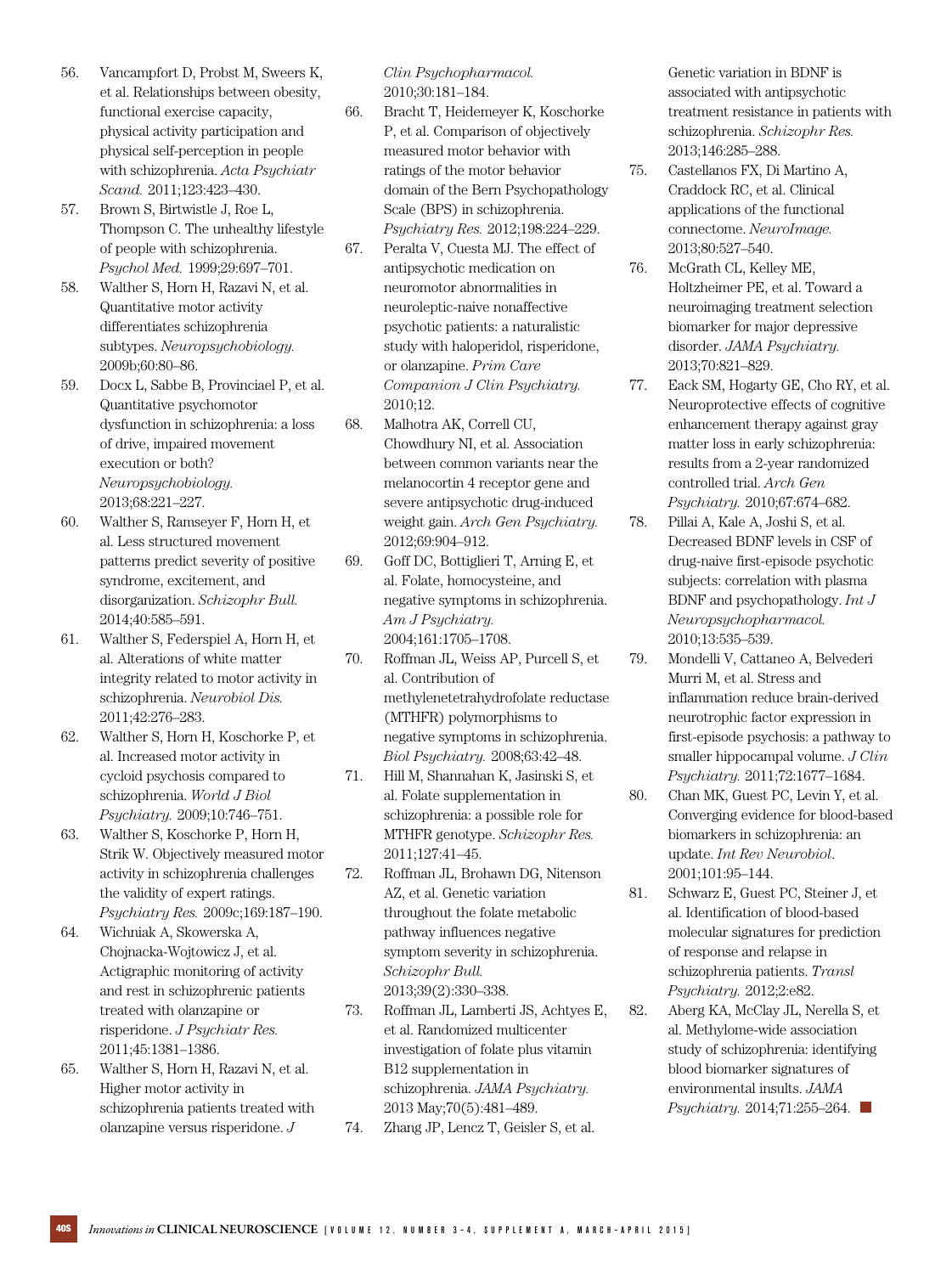56. Vancampfort D, Probst M, Sweers K, et al. Relationships between obesity, functional exercise capacity, physical activity participation and physical self-perception in people with schizophrenia. *Acta Psychiatr Scand.* 2011;123:423–430.
57. Brown S, Birtwistle J, Roe L, Thompson C. The unhealthy lifestyle of people with schizophrenia. *Psychol Med.* 1999;29:697–701.
58. Walther S, Horn H, Razavi N, et al. Quantitative motor activity differentiates schizophrenia subtypes. *Neuropsychobiology.* 2009b;60:80–86.
59. Docx L, Sabbe B, Provinciael P, et al. Quantitative psychomotor dysfunction in schizophrenia: a loss of drive, impaired movement execution or both? *Neuropsychobiology.* 2013;68:221–227.
60. Walther S, Ramseyer F, Horn H, et al. Less structured movement patterns predict severity of positive syndrome, excitement, and disorganization. *Schizophr Bull.* 2014;40:585–591.
61. Walther S, Federspiel A, Horn H, et al. Alterations of white matter integrity related to motor activity in schizophrenia. *Neurobiol Dis.* 2011;42:276–283.
62. Walther S, Horn H, Koschorke P, et al. Increased motor activity in cycloid psychosis compared to schizophrenia. *World J Biol Psychiatry.* 2009;10:746–751.
63. Walther S, Koschorke P, Horn H, Strik W. Objectively measured motor activity in schizophrenia challenges the validity of expert ratings. *Psychiatry Res.* 2009c;169:187–190.
64. Wichniak A, Skowerska A, Chojnacka-Wojtowicz J, et al. Actigraphic monitoring of activity and rest in schizophrenic patients treated with olanzapine or risperidone. *J Psychiatr Res.* 2011;45:1381–1386.
65. Walther S, Horn H, Razavi N, et al. Higher motor activity in schizophrenia patients treated with olanzapine versus risperidone. *J Clin Psychopharmacol.* 2010;30:181–184.
66. Bracht T, Heidemeyer K, Koschorke P, et al. Comparison of objectively measured motor behavior with ratings of the motor behavior domain of the Bern Psychopathology Scale (BPS) in schizophrenia. *Psychiatry Res.* 2012;198:224–229.
67. Peralta V, Cuesta MJ. The effect of antipsychotic medication on neuromotor abnormalities in neuroleptic-naive nonaffective psychotic patients: a naturalistic study with haloperidol, risperidone, or olanzapine. *Prim Care Companion J Clin Psychiatry.* 2010;12.
68. Malhotra AK, Correll CU, Chowdhury NI, et al. Association between common variants near the melanocortin 4 receptor gene and severe antipsychotic drug-induced weight gain. *Arch Gen Psychiatry.* 2012;69:904–912.
69. Goff DC, Bottiglieri T, Arning E, et al. Folate, homocysteine, and negative symptoms in schizophrenia. *Am J Psychiatry.* 2004;161:1705–1708.
70. Roffman JL, Weiss AP, Purcell S, et al. Contribution of methylenetetrahydrofolate reductase (MTHFR) polymorphisms to negative symptoms in schizophrenia. *Biol Psychiatry.* 2008;63:42–48.
71. Hill M, Shannahan K, Jasinski S, et al. Folate supplementation in schizophrenia: a possible role for MTHFR genotype. *Schizophr Res.* 2011;127:41–45.
72. Roffman JL, Brohawn DG, Nitenson AZ, et al. Genetic variation throughout the folate metabolic pathway influences negative symptom severity in schizophrenia. *Schizophr Bull.* 2013;39(2):330–338.
73. Roffman JL, Lamberti JS, Achtyes E, et al. Randomized multicenter investigation of folate plus vitamin B12 supplementation in schizophrenia. *JAMA Psychiatry.* 2013 May;70(5):481–489.
74. Zhang JP, Lencz T, Geisler S, et al. Genetic variation in BDNF is associated with antipsychotic treatment resistance in patients with schizophrenia. *Schizophr Res.* 2013;146:285–288.
75. Castellanos FX, Di Martino A, Craddock RC, et al. Clinical applications of the functional connectome. *NeuroImage.* 2013;80:527–540.
76. McGrath CL, Kelley ME, Holtzheimer PE, et al. Toward a neuroimaging treatment selection biomarker for major depressive disorder. *JAMA Psychiatry.* 2013;70:821–829.
77. Eack SM, Hogarty GE, Cho RY, et al. Neuroprotective effects of cognitive enhancement therapy against gray matter loss in early schizophrenia: results from a 2-year randomized controlled trial. *Arch Gen Psychiatry.* 2010;67:674–682.
78. Pillai A, Kale A, Joshi S, et al. Decreased BDNF levels in CSF of drug-naive first-episode psychotic subjects: correlation with plasma BDNF and psychopathology. *Int J Neuropsychopharmacol.* 2010;13:535–539.
79. Mondelli V, Cattaneo A, Belvederi Murri M, et al. Stress and inflammation reduce brain-derived neurotrophic factor expression in first-episode psychosis: a pathway to smaller hippocampal volume. *J Clin Psychiatry.* 2011;72:1677–1684.
80. Chan MK, Guest PC, Levin Y, et al. Converging evidence for blood-based biomarkers in schizophrenia: an update. *Int Rev Neurobiol*. 2001;101:95–144.
81. Schwarz E, Guest PC, Steiner J, et al. Identification of blood-based molecular signatures for prediction of response and relapse in schizophrenia patients. *Transl Psychiatry.* 2012;2:e82.
82. Aberg KA, McClay JL, Nerella S, et al. Methylome-wide association study of schizophrenia: identifying blood biomarker signatures of environmental insults. *JAMA Psychiatry.* 2014;71:255–264.